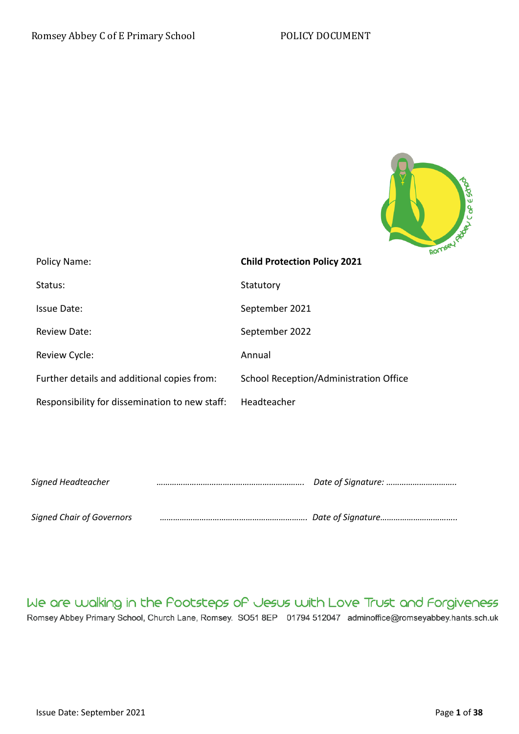Romsey Abbey C of E Primary School POLICY DOCUMENT

| | |
|---|---|
| Policy Name: | **Child Protection Policy 2021** |
| Status: | Statutory |
| Issue Date: | September 2021 |
| Review Date: | September 2022 |
| Review Cycle: | Annual |
| Further details and additional copies from: | School Reception/Administration Office |
| Responsibility for dissemination to new staff: | Headteacher |

*Signed Headteacher* ………………………………………………………. *Date of Signature:* …………………………..

*Signed Chair of Governors* ………………………………………………………. *Date of Signature*……………………………..

We are walking in the Footsteps of Jesus with Love Trust and Forgiveness

Romsey Abbey Primary School, Church Lane, Romsey. SO51 8EP 01794 512047 adminoffice@romseyabbey.hants.sch.uk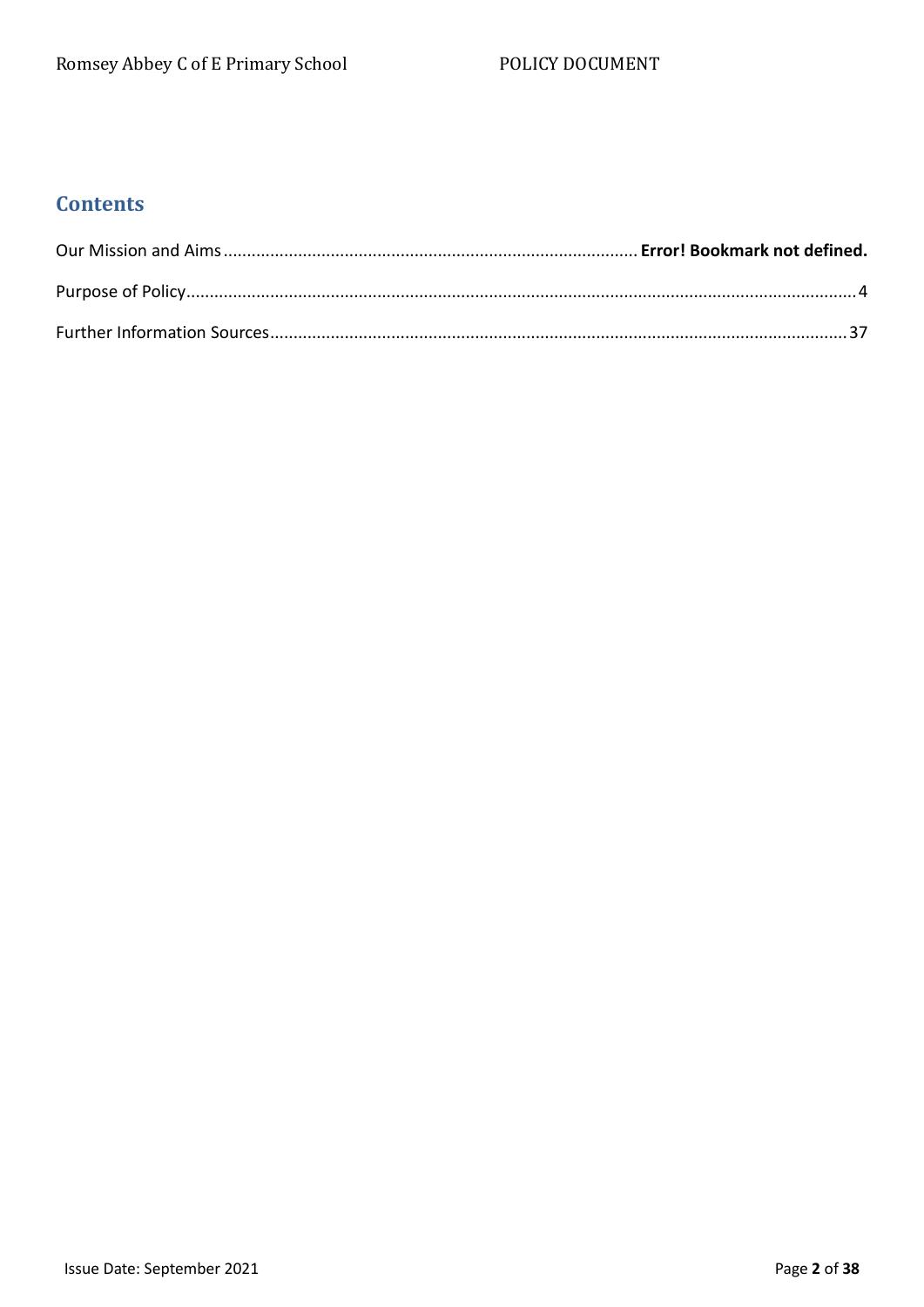## Contents

Our Mission and Aims........................................................................................ **Error! Bookmark not defined.**

Purpose of Policy..............................................................................................................................4

Further Information Sources...........................................................................................................37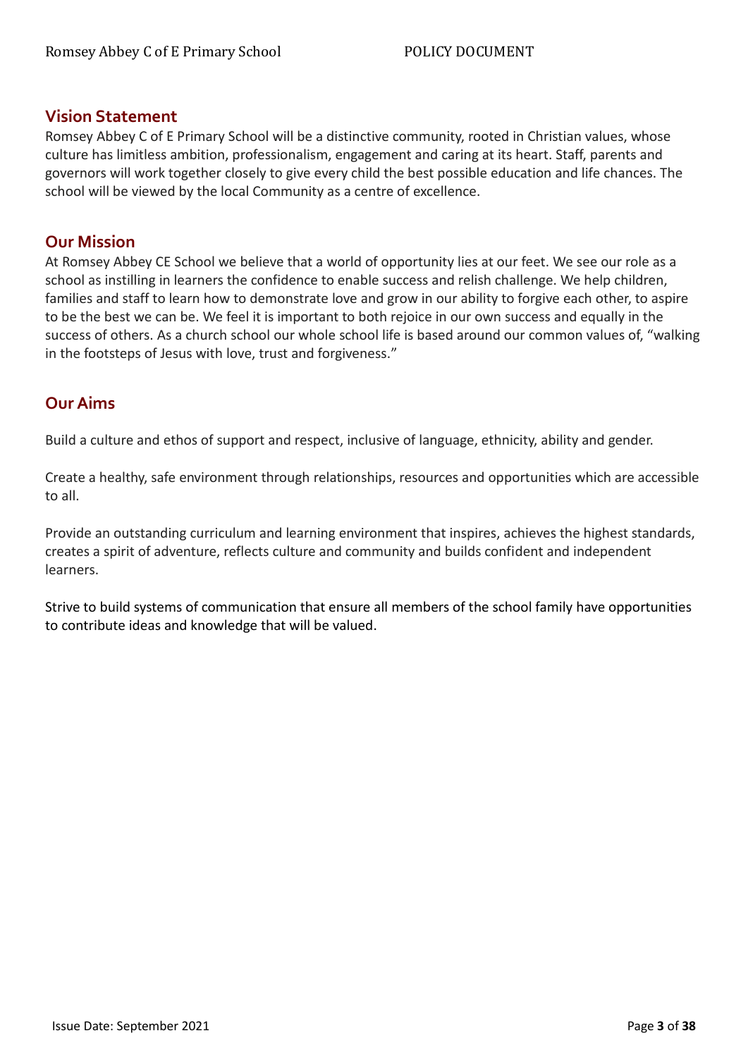## Vision Statement

Romsey Abbey C of E Primary School will be a distinctive community, rooted in Christian values, whose culture has limitless ambition, professionalism, engagement and caring at its heart. Staff, parents and governors will work together closely to give every child the best possible education and life chances. The school will be viewed by the local Community as a centre of excellence.

## Our Mission

At Romsey Abbey CE School we believe that a world of opportunity lies at our feet. We see our role as a school as instilling in learners the confidence to enable success and relish challenge. We help children, families and staff to learn how to demonstrate love and grow in our ability to forgive each other, to aspire to be the best we can be. We feel it is important to both rejoice in our own success and equally in the success of others. As a church school our whole school life is based around our common values of, "walking in the footsteps of Jesus with love, trust and forgiveness."

## Our Aims

Build a culture and ethos of support and respect, inclusive of language, ethnicity, ability and gender.

Create a healthy, safe environment through relationships, resources and opportunities which are accessible to all.

Provide an outstanding curriculum and learning environment that inspires, achieves the highest standards, creates a spirit of adventure, reflects culture and community and builds confident and independent learners.

Strive to build systems of communication that ensure all members of the school family have opportunities to contribute ideas and knowledge that will be valued.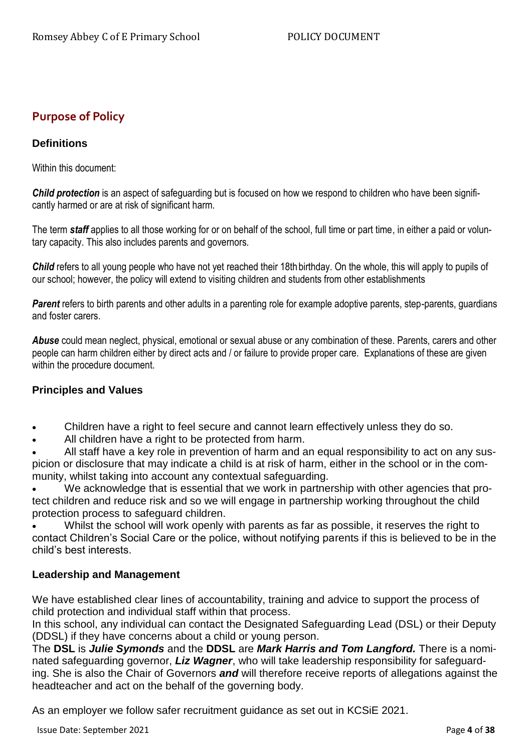## Purpose of Policy

### Definitions

Within this document:

***Child protection*** is an aspect of safeguarding but is focused on how we respond to children who have been significantly harmed or are at risk of significant harm.

The term ***staff*** applies to all those working for or on behalf of the school, full time or part time, in either a paid or voluntary capacity. This also includes parents and governors.

***Child*** refers to all young people who have not yet reached their 18th birthday. On the whole, this will apply to pupils of our school; however, the policy will extend to visiting children and students from other establishments

***Parent*** refers to birth parents and other adults in a parenting role for example adoptive parents, step-parents, guardians and foster carers.

***Abuse*** could mean neglect, physical, emotional or sexual abuse or any combination of these. Parents, carers and other people can harm children either by direct acts and / or failure to provide proper care. Explanations of these are given within the procedure document.

### Principles and Values

- Children have a right to feel secure and cannot learn effectively unless they do so.
- All children have a right to be protected from harm.
- All staff have a key role in prevention of harm and an equal responsibility to act on any suspicion or disclosure that may indicate a child is at risk of harm, either in the school or in the community, whilst taking into account any contextual safeguarding.
- We acknowledge that is essential that we work in partnership with other agencies that protect children and reduce risk and so we will engage in partnership working throughout the child protection process to safeguard children.
- Whilst the school will work openly with parents as far as possible, it reserves the right to contact Children's Social Care or the police, without notifying parents if this is believed to be in the child's best interests.

### Leadership and Management

We have established clear lines of accountability, training and advice to support the process of child protection and individual staff within that process.

In this school, any individual can contact the Designated Safeguarding Lead (DSL) or their Deputy (DDSL) if they have concerns about a child or young person.

The **DSL** is ***Julie Symonds*** and the **DDSL** are ***Mark Harris and Tom Langford.*** There is a nominated safeguarding governor, ***Liz Wagner***, who will take leadership responsibility for safeguarding. She is also the Chair of Governors ***and*** will therefore receive reports of allegations against the headteacher and act on the behalf of the governing body.

As an employer we follow safer recruitment guidance as set out in KCSiE 2021.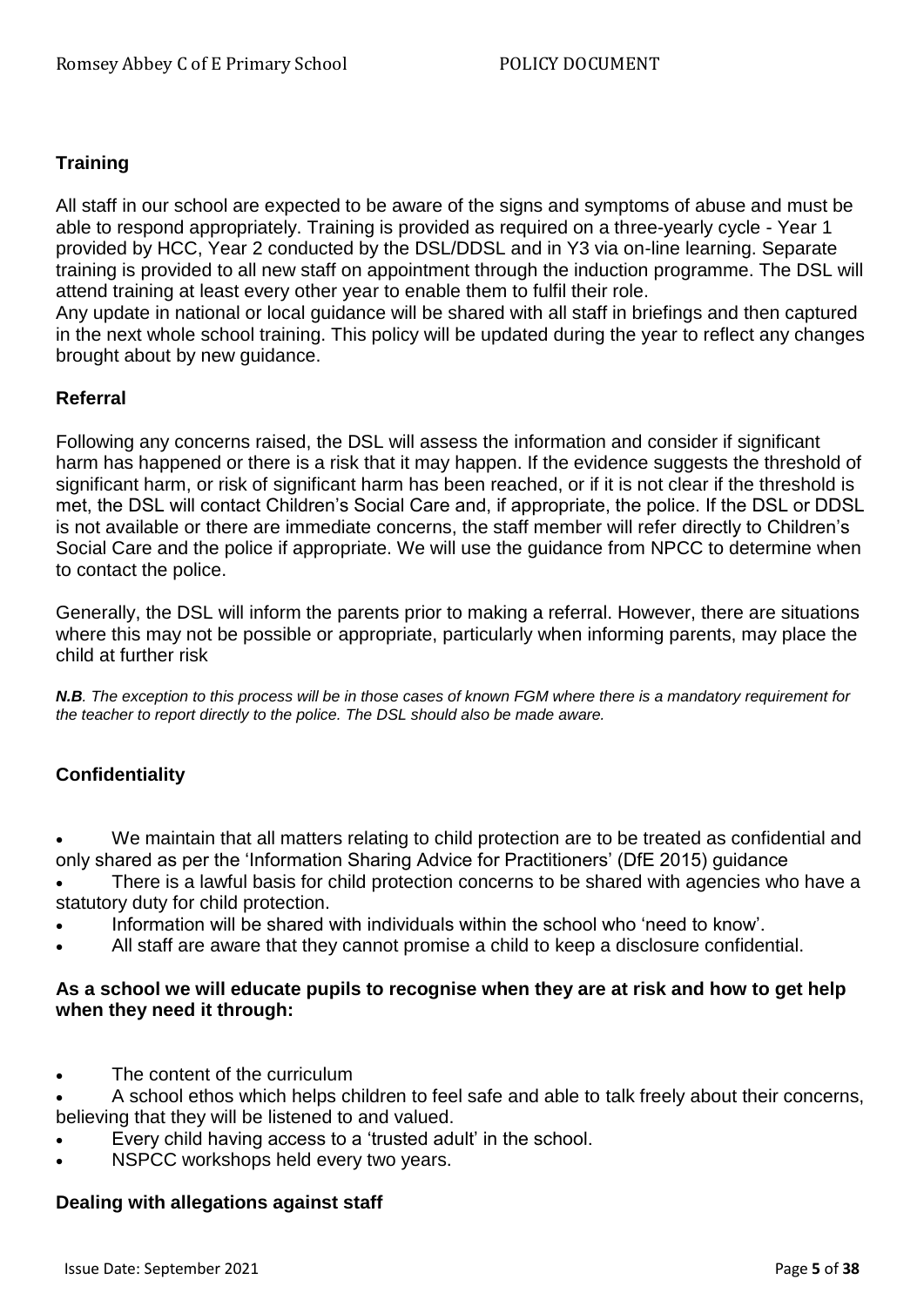**Training**

All staff in our school are expected to be aware of the signs and symptoms of abuse and must be able to respond appropriately. Training is provided as required on a three-yearly cycle - Year 1 provided by HCC, Year 2 conducted by the DSL/DDSL and in Y3 via on-line learning. Separate training is provided to all new staff on appointment through the induction programme. The DSL will attend training at least every other year to enable them to fulfil their role.
Any update in national or local guidance will be shared with all staff in briefings and then captured in the next whole school training. This policy will be updated during the year to reflect any changes brought about by new guidance.

**Referral**

Following any concerns raised, the DSL will assess the information and consider if significant harm has happened or there is a risk that it may happen. If the evidence suggests the threshold of significant harm, or risk of significant harm has been reached, or if it is not clear if the threshold is met, the DSL will contact Children's Social Care and, if appropriate, the police. If the DSL or DDSL is not available or there are immediate concerns, the staff member will refer directly to Children's Social Care and the police if appropriate. We will use the guidance from NPCC to determine when to contact the police.

Generally, the DSL will inform the parents prior to making a referral. However, there are situations where this may not be possible or appropriate, particularly when informing parents, may place the child at further risk

***N.B**. The exception to this process will be in those cases of known FGM where there is a mandatory requirement for the teacher to report directly to the police. The DSL should also be made aware.*

**Confidentiality**

- We maintain that all matters relating to child protection are to be treated as confidential and only shared as per the 'Information Sharing Advice for Practitioners' (DfE 2015) guidance
- There is a lawful basis for child protection concerns to be shared with agencies who have a statutory duty for child protection.
- Information will be shared with individuals within the school who 'need to know'.
- All staff are aware that they cannot promise a child to keep a disclosure confidential.

**As a school we will educate pupils to recognise when they are at risk and how to get help when they need it through:**

- The content of the curriculum
- A school ethos which helps children to feel safe and able to talk freely about their concerns, believing that they will be listened to and valued.
- Every child having access to a 'trusted adult' in the school.
- NSPCC workshops held every two years.

**Dealing with allegations against staff**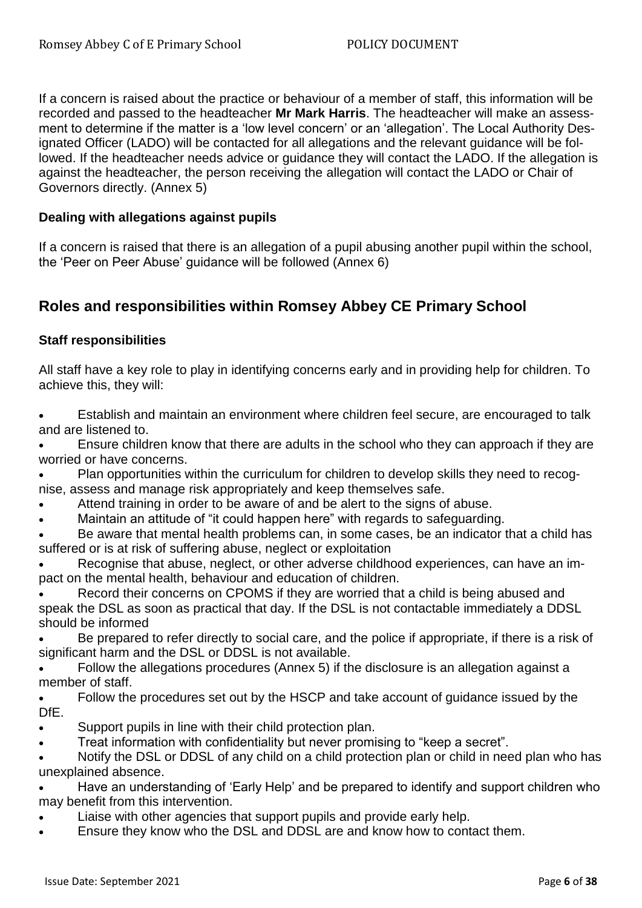If a concern is raised about the practice or behaviour of a member of staff, this information will be recorded and passed to the headteacher **Mr Mark Harris**. The headteacher will make an assessment to determine if the matter is a 'low level concern' or an 'allegation'. The Local Authority Designated Officer (LADO) will be contacted for all allegations and the relevant guidance will be followed. If the headteacher needs advice or guidance they will contact the LADO. If the allegation is against the headteacher, the person receiving the allegation will contact the LADO or Chair of Governors directly. (Annex 5)

### Dealing with allegations against pupils

If a concern is raised that there is an allegation of a pupil abusing another pupil within the school, the 'Peer on Peer Abuse' guidance will be followed (Annex 6)

## Roles and responsibilities within Romsey Abbey CE Primary School

### Staff responsibilities

All staff have a key role to play in identifying concerns early and in providing help for children. To achieve this, they will:

- Establish and maintain an environment where children feel secure, are encouraged to talk and are listened to.
- Ensure children know that there are adults in the school who they can approach if they are worried or have concerns.
- Plan opportunities within the curriculum for children to develop skills they need to recognise, assess and manage risk appropriately and keep themselves safe.
- Attend training in order to be aware of and be alert to the signs of abuse.
- Maintain an attitude of "it could happen here" with regards to safeguarding.
- Be aware that mental health problems can, in some cases, be an indicator that a child has suffered or is at risk of suffering abuse, neglect or exploitation
- Recognise that abuse, neglect, or other adverse childhood experiences, can have an impact on the mental health, behaviour and education of children.
- Record their concerns on CPOMS if they are worried that a child is being abused and speak the DSL as soon as practical that day. If the DSL is not contactable immediately a DDSL should be informed
- Be prepared to refer directly to social care, and the police if appropriate, if there is a risk of significant harm and the DSL or DDSL is not available.
- Follow the allegations procedures (Annex 5) if the disclosure is an allegation against a member of staff.
- Follow the procedures set out by the HSCP and take account of guidance issued by the DfE.
- Support pupils in line with their child protection plan.
- Treat information with confidentiality but never promising to "keep a secret".
- Notify the DSL or DDSL of any child on a child protection plan or child in need plan who has unexplained absence.
- Have an understanding of 'Early Help' and be prepared to identify and support children who may benefit from this intervention.
- Liaise with other agencies that support pupils and provide early help.
- Ensure they know who the DSL and DDSL are and know how to contact them.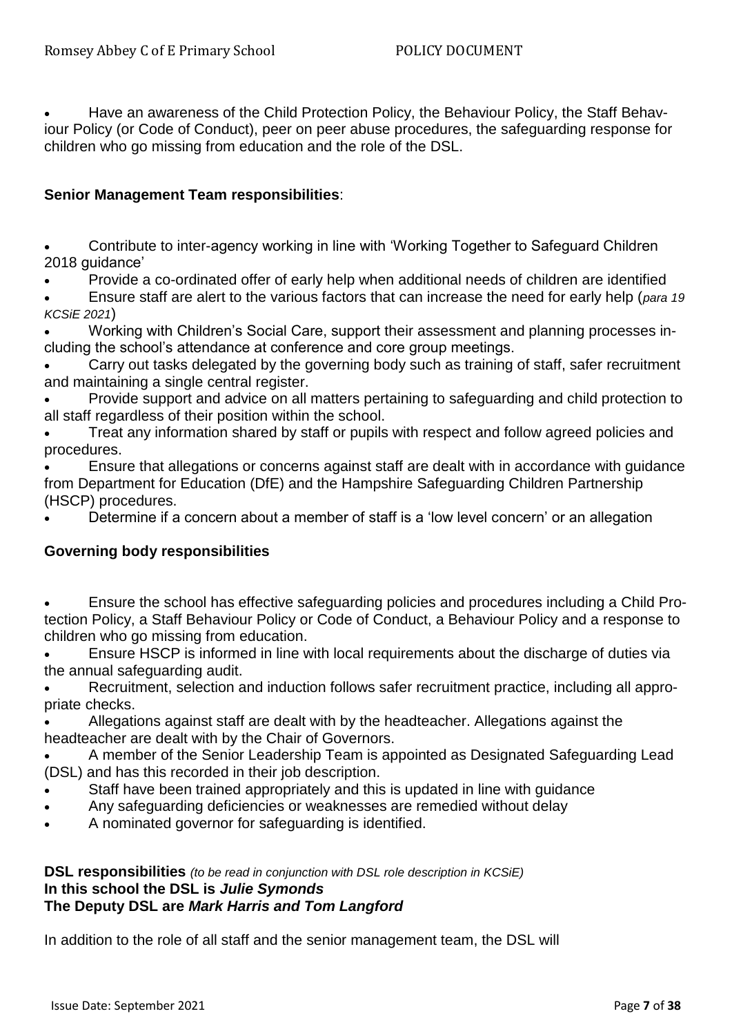- Have an awareness of the Child Protection Policy, the Behaviour Policy, the Staff Behaviour Policy (or Code of Conduct), peer on peer abuse procedures, the safeguarding response for children who go missing from education and the role of the DSL.

**Senior Management Team responsibilities**:

- Contribute to inter-agency working in line with 'Working Together to Safeguard Children 2018 guidance'
- Provide a co-ordinated offer of early help when additional needs of children are identified
- Ensure staff are alert to the various factors that can increase the need for early help (*para 19 KCSiE 2021*)
- Working with Children's Social Care, support their assessment and planning processes including the school's attendance at conference and core group meetings.
- Carry out tasks delegated by the governing body such as training of staff, safer recruitment and maintaining a single central register.
- Provide support and advice on all matters pertaining to safeguarding and child protection to all staff regardless of their position within the school.
- Treat any information shared by staff or pupils with respect and follow agreed policies and procedures.
- Ensure that allegations or concerns against staff are dealt with in accordance with guidance from Department for Education (DfE) and the Hampshire Safeguarding Children Partnership (HSCP) procedures.
- Determine if a concern about a member of staff is a 'low level concern' or an allegation

**Governing body responsibilities**

- Ensure the school has effective safeguarding policies and procedures including a Child Protection Policy, a Staff Behaviour Policy or Code of Conduct, a Behaviour Policy and a response to children who go missing from education.
- Ensure HSCP is informed in line with local requirements about the discharge of duties via the annual safeguarding audit.
- Recruitment, selection and induction follows safer recruitment practice, including all appropriate checks.
- Allegations against staff are dealt with by the headteacher. Allegations against the headteacher are dealt with by the Chair of Governors.
- A member of the Senior Leadership Team is appointed as Designated Safeguarding Lead (DSL) and has this recorded in their job description.
- Staff have been trained appropriately and this is updated in line with guidance
- Any safeguarding deficiencies or weaknesses are remedied without delay
- A nominated governor for safeguarding is identified.

**DSL responsibilities** *(to be read in conjunction with DSL role description in KCSiE)*
**In this school the DSL is *Julie Symonds***
**The Deputy DSL are *Mark Harris and Tom Langford***

In addition to the role of all staff and the senior management team, the DSL will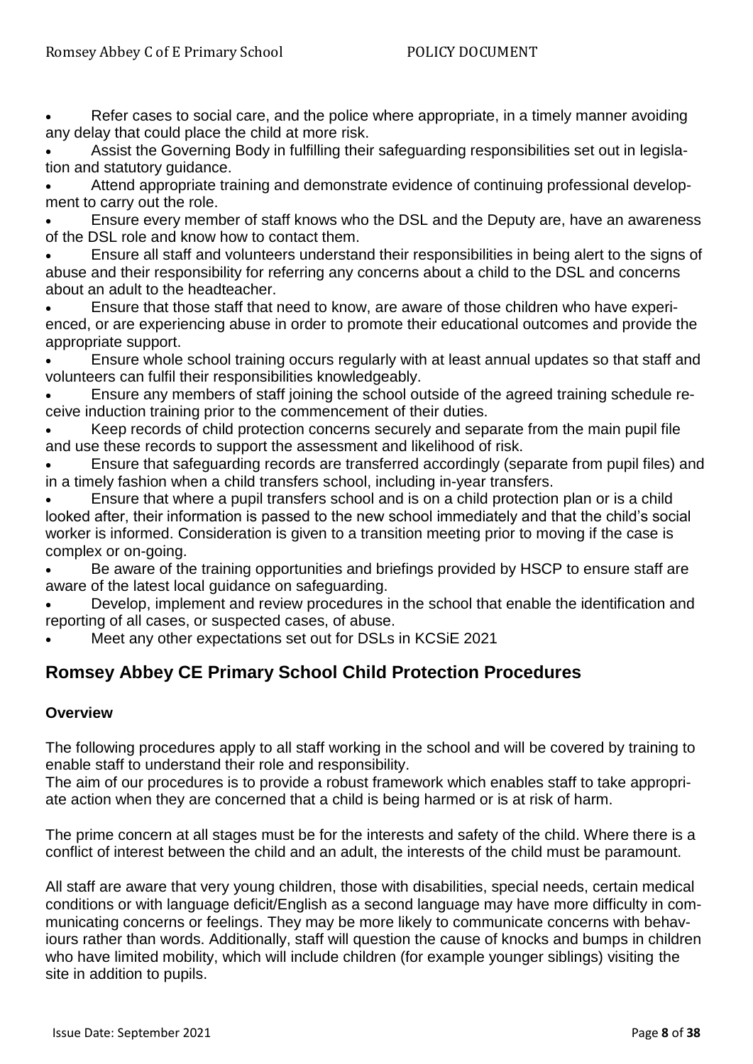- Refer cases to social care, and the police where appropriate, in a timely manner avoiding any delay that could place the child at more risk.
- Assist the Governing Body in fulfilling their safeguarding responsibilities set out in legislation and statutory guidance.
- Attend appropriate training and demonstrate evidence of continuing professional development to carry out the role.
- Ensure every member of staff knows who the DSL and the Deputy are, have an awareness of the DSL role and know how to contact them.
- Ensure all staff and volunteers understand their responsibilities in being alert to the signs of abuse and their responsibility for referring any concerns about a child to the DSL and concerns about an adult to the headteacher.
- Ensure that those staff that need to know, are aware of those children who have experienced, or are experiencing abuse in order to promote their educational outcomes and provide the appropriate support.
- Ensure whole school training occurs regularly with at least annual updates so that staff and volunteers can fulfil their responsibilities knowledgeably.
- Ensure any members of staff joining the school outside of the agreed training schedule receive induction training prior to the commencement of their duties.
- Keep records of child protection concerns securely and separate from the main pupil file and use these records to support the assessment and likelihood of risk.
- Ensure that safeguarding records are transferred accordingly (separate from pupil files) and in a timely fashion when a child transfers school, including in-year transfers.
- Ensure that where a pupil transfers school and is on a child protection plan or is a child looked after, their information is passed to the new school immediately and that the child's social worker is informed. Consideration is given to a transition meeting prior to moving if the case is complex or on-going.
- Be aware of the training opportunities and briefings provided by HSCP to ensure staff are aware of the latest local guidance on safeguarding.
- Develop, implement and review procedures in the school that enable the identification and reporting of all cases, or suspected cases, of abuse.
- Meet any other expectations set out for DSLs in KCSiE 2021

## Romsey Abbey CE Primary School Child Protection Procedures

### Overview

The following procedures apply to all staff working in the school and will be covered by training to enable staff to understand their role and responsibility.
The aim of our procedures is to provide a robust framework which enables staff to take appropriate action when they are concerned that a child is being harmed or is at risk of harm.

The prime concern at all stages must be for the interests and safety of the child. Where there is a conflict of interest between the child and an adult, the interests of the child must be paramount.

All staff are aware that very young children, those with disabilities, special needs, certain medical conditions or with language deficit/English as a second language may have more difficulty in communicating concerns or feelings. They may be more likely to communicate concerns with behaviours rather than words. Additionally, staff will question the cause of knocks and bumps in children who have limited mobility, which will include children (for example younger siblings) visiting the site in addition to pupils.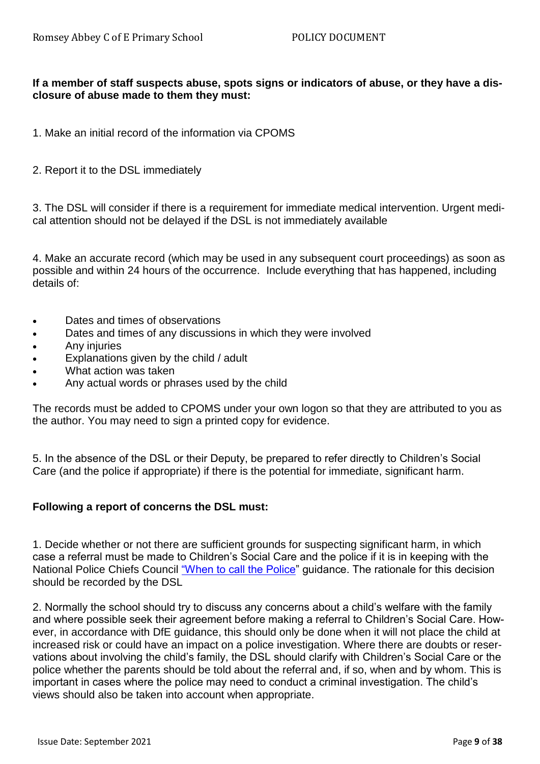**If a member of staff suspects abuse, spots signs or indicators of abuse, or they have a disclosure of abuse made to them they must:**

1. Make an initial record of the information via CPOMS

2. Report it to the DSL immediately

3. The DSL will consider if there is a requirement for immediate medical intervention. Urgent medical attention should not be delayed if the DSL is not immediately available

4. Make an accurate record (which may be used in any subsequent court proceedings) as soon as possible and within 24 hours of the occurrence. Include everything that has happened, including details of:

- Dates and times of observations
- Dates and times of any discussions in which they were involved
- Any injuries
- Explanations given by the child / adult
- What action was taken
- Any actual words or phrases used by the child

The records must be added to CPOMS under your own logon so that they are attributed to you as the author. You may need to sign a printed copy for evidence.

5. In the absence of the DSL or their Deputy, be prepared to refer directly to Children's Social Care (and the police if appropriate) if there is the potential for immediate, significant harm.

**Following a report of concerns the DSL must:**

1. Decide whether or not there are sufficient grounds for suspecting significant harm, in which case a referral must be made to Children's Social Care and the police if it is in keeping with the National Police Chiefs Council "When to call the Police" guidance. The rationale for this decision should be recorded by the DSL

2. Normally the school should try to discuss any concerns about a child's welfare with the family and where possible seek their agreement before making a referral to Children's Social Care. However, in accordance with DfE guidance, this should only be done when it will not place the child at increased risk or could have an impact on a police investigation. Where there are doubts or reservations about involving the child's family, the DSL should clarify with Children's Social Care or the police whether the parents should be told about the referral and, if so, when and by whom. This is important in cases where the police may need to conduct a criminal investigation. The child's views should also be taken into account when appropriate.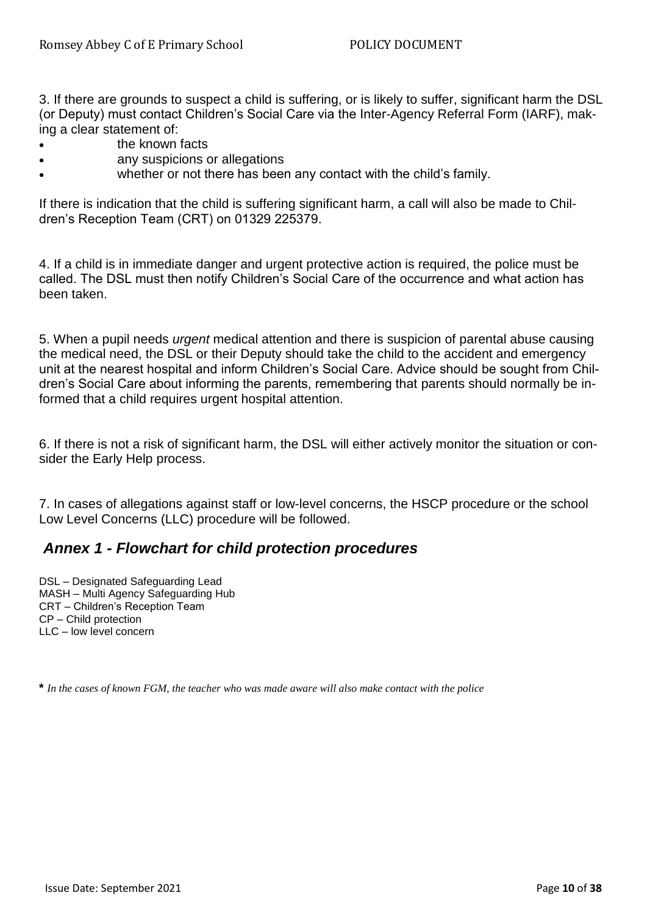3. If there are grounds to suspect a child is suffering, or is likely to suffer, significant harm the DSL (or Deputy) must contact Children's Social Care via the Inter-Agency Referral Form (IARF), making a clear statement of:

- the known facts
- any suspicions or allegations
- whether or not there has been any contact with the child's family.

If there is indication that the child is suffering significant harm, a call will also be made to Children's Reception Team (CRT) on 01329 225379.

4. If a child is in immediate danger and urgent protective action is required, the police must be called. The DSL must then notify Children's Social Care of the occurrence and what action has been taken.

5. When a pupil needs *urgent* medical attention and there is suspicion of parental abuse causing the medical need, the DSL or their Deputy should take the child to the accident and emergency unit at the nearest hospital and inform Children's Social Care. Advice should be sought from Children's Social Care about informing the parents, remembering that parents should normally be informed that a child requires urgent hospital attention.

6. If there is not a risk of significant harm, the DSL will either actively monitor the situation or consider the Early Help process.

7. In cases of allegations against staff or low-level concerns, the HSCP procedure or the school Low Level Concerns (LLC) procedure will be followed.

## *Annex 1 - Flowchart for child protection procedures*

DSL – Designated Safeguarding Lead
MASH – Multi Agency Safeguarding Hub
CRT – Children's Reception Team
CP – Child protection
LLC – low level concern

**\*** *In the cases of known FGM, the teacher who was made aware will also make contact with the police*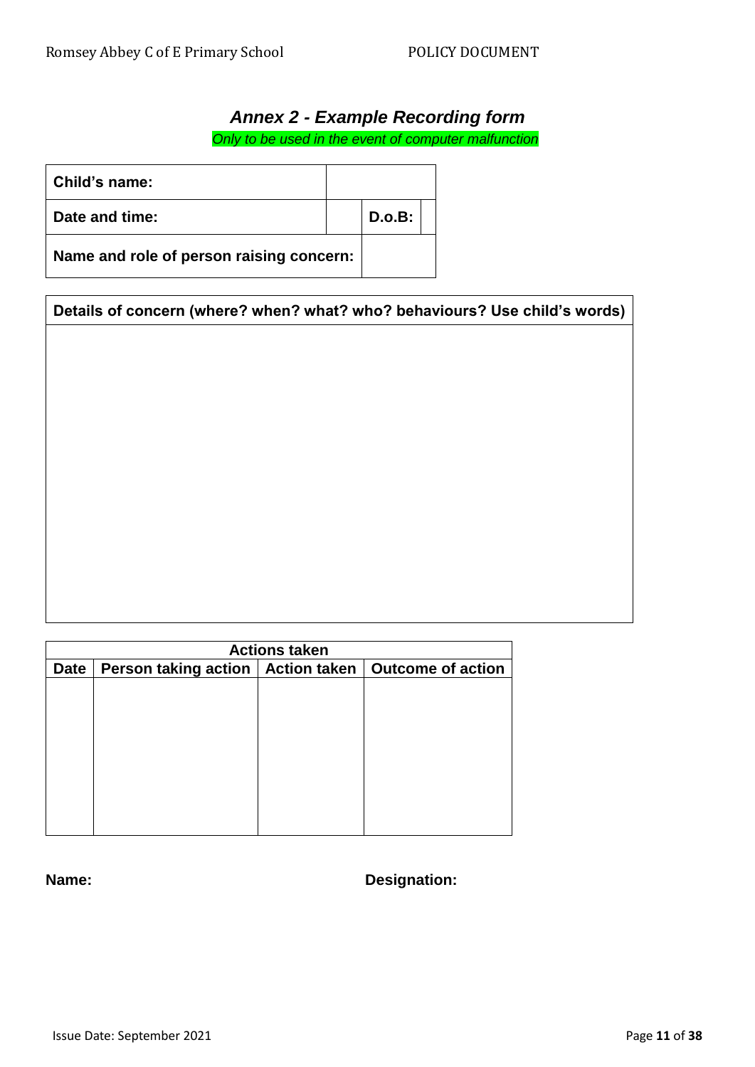## *Annex 2 - Example Recording form*

*Only to be used in the event of computer malfunction*

| **Child's name:** | | | |
|---|---|---|---|
| **Date and time:** | | **D.o.B:** | |
| **Name and role of person raising concern:** | | | |

| **Details of concern (where? when? what? who? behaviours? Use child's words)** |
|---|
| |

| **Actions taken** | | | |
|---|---|---|---|
| **Date** | **Person taking action** | **Action taken** | **Outcome of action** |
| | | | |

**Name:** **Designation:**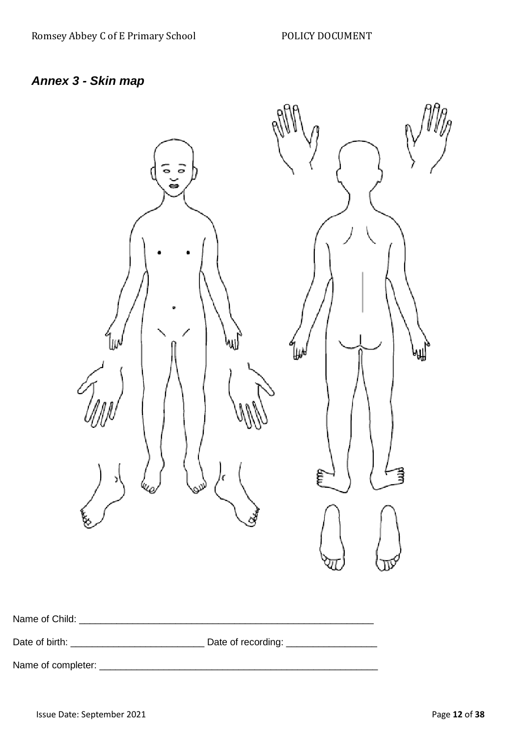## *Annex 3 - Skin map*

Name of Child: ________________________________________________________

Date of birth: _________________________ Date of recording: _________________

Name of completer: _____________________________________________________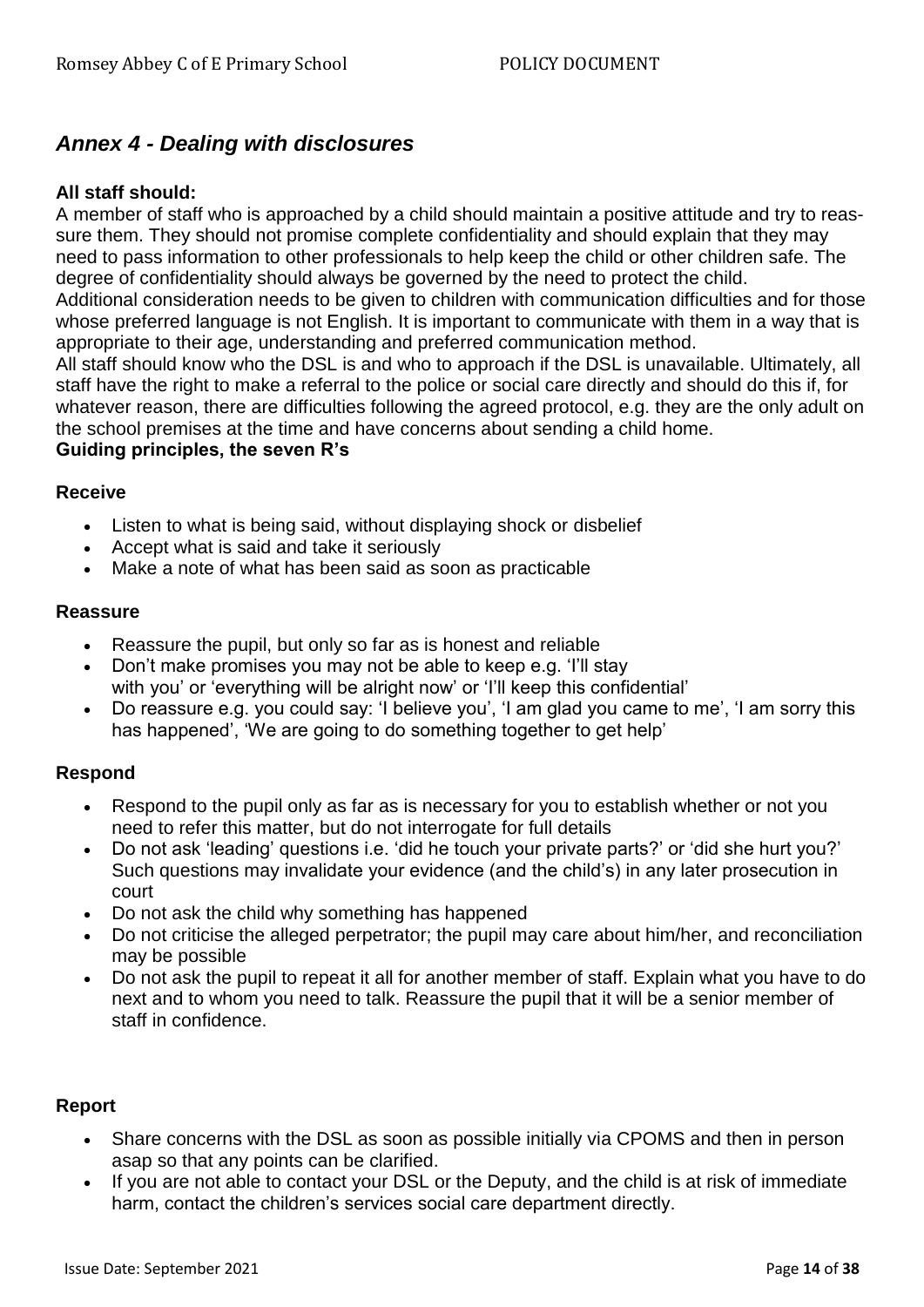## *Annex 4 - Dealing with disclosures*

**All staff should:**

A member of staff who is approached by a child should maintain a positive attitude and try to reassure them. They should not promise complete confidentiality and should explain that they may need to pass information to other professionals to help keep the child or other children safe. The degree of confidentiality should always be governed by the need to protect the child.

Additional consideration needs to be given to children with communication difficulties and for those whose preferred language is not English. It is important to communicate with them in a way that is appropriate to their age, understanding and preferred communication method.

All staff should know who the DSL is and who to approach if the DSL is unavailable. Ultimately, all staff have the right to make a referral to the police or social care directly and should do this if, for whatever reason, there are difficulties following the agreed protocol, e.g. they are the only adult on the school premises at the time and have concerns about sending a child home.

**Guiding principles, the seven R's**

**Receive**

- Listen to what is being said, without displaying shock or disbelief
- Accept what is said and take it seriously
- Make a note of what has been said as soon as practicable

**Reassure**

- Reassure the pupil, but only so far as is honest and reliable
- Don't make promises you may not be able to keep e.g. 'I'll stay with you' or 'everything will be alright now' or 'I'll keep this confidential'
- Do reassure e.g. you could say: 'I believe you', 'I am glad you came to me', 'I am sorry this has happened', 'We are going to do something together to get help'

**Respond**

- Respond to the pupil only as far as is necessary for you to establish whether or not you need to refer this matter, but do not interrogate for full details
- Do not ask 'leading' questions i.e. 'did he touch your private parts?' or 'did she hurt you?' Such questions may invalidate your evidence (and the child's) in any later prosecution in court
- Do not ask the child why something has happened
- Do not criticise the alleged perpetrator; the pupil may care about him/her, and reconciliation may be possible
- Do not ask the pupil to repeat it all for another member of staff. Explain what you have to do next and to whom you need to talk. Reassure the pupil that it will be a senior member of staff in confidence.

**Report**

- Share concerns with the DSL as soon as possible initially via CPOMS and then in person asap so that any points can be clarified.
- If you are not able to contact your DSL or the Deputy, and the child is at risk of immediate harm, contact the children's services social care department directly.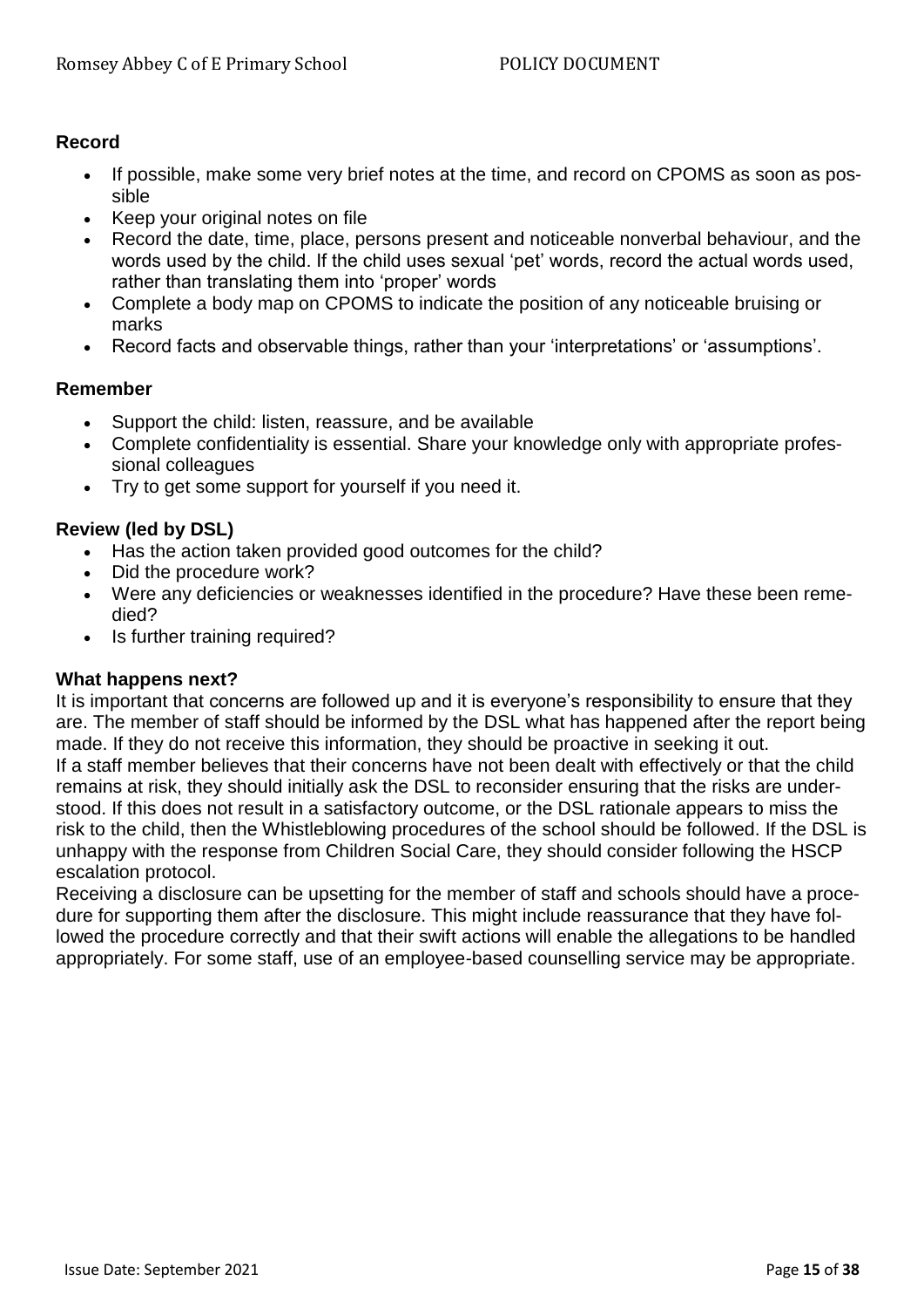**Record**

- If possible, make some very brief notes at the time, and record on CPOMS as soon as possible
- Keep your original notes on file
- Record the date, time, place, persons present and noticeable nonverbal behaviour, and the words used by the child. If the child uses sexual 'pet' words, record the actual words used, rather than translating them into 'proper' words
- Complete a body map on CPOMS to indicate the position of any noticeable bruising or marks
- Record facts and observable things, rather than your 'interpretations' or 'assumptions'.

**Remember**

- Support the child: listen, reassure, and be available
- Complete confidentiality is essential. Share your knowledge only with appropriate professional colleagues
- Try to get some support for yourself if you need it.

**Review (led by DSL)**

- Has the action taken provided good outcomes for the child?
- Did the procedure work?
- Were any deficiencies or weaknesses identified in the procedure? Have these been remedied?
- Is further training required?

**What happens next?**

It is important that concerns are followed up and it is everyone's responsibility to ensure that they are. The member of staff should be informed by the DSL what has happened after the report being made. If they do not receive this information, they should be proactive in seeking it out.

If a staff member believes that their concerns have not been dealt with effectively or that the child remains at risk, they should initially ask the DSL to reconsider ensuring that the risks are understood. If this does not result in a satisfactory outcome, or the DSL rationale appears to miss the risk to the child, then the Whistleblowing procedures of the school should be followed. If the DSL is unhappy with the response from Children Social Care, they should consider following the HSCP escalation protocol.

Receiving a disclosure can be upsetting for the member of staff and schools should have a procedure for supporting them after the disclosure. This might include reassurance that they have followed the procedure correctly and that their swift actions will enable the allegations to be handled appropriately. For some staff, use of an employee-based counselling service may be appropriate.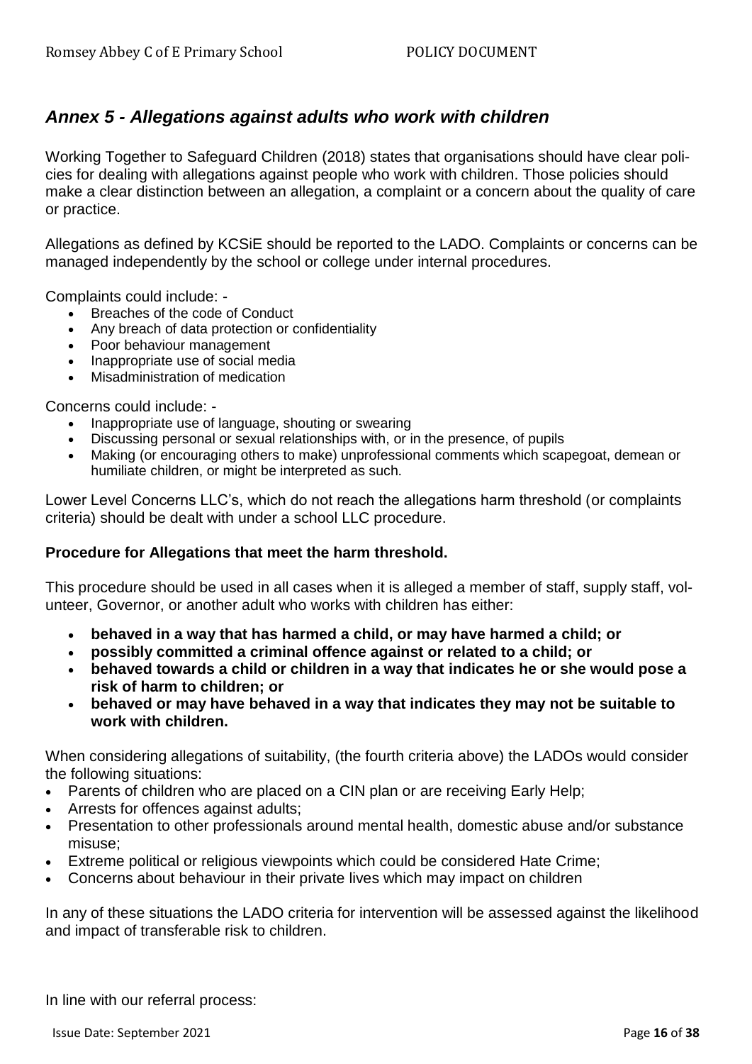## *Annex 5 - Allegations against adults who work with children*

Working Together to Safeguard Children (2018) states that organisations should have clear policies for dealing with allegations against people who work with children. Those policies should make a clear distinction between an allegation, a complaint or a concern about the quality of care or practice.

Allegations as defined by KCSiE should be reported to the LADO. Complaints or concerns can be managed independently by the school or college under internal procedures.

Complaints could include: -

- Breaches of the code of Conduct
- Any breach of data protection or confidentiality
- Poor behaviour management
- Inappropriate use of social media
- Misadministration of medication

Concerns could include: -

- Inappropriate use of language, shouting or swearing
- Discussing personal or sexual relationships with, or in the presence, of pupils
- Making (or encouraging others to make) unprofessional comments which scapegoat, demean or humiliate children, or might be interpreted as such.

Lower Level Concerns LLC's, which do not reach the allegations harm threshold (or complaints criteria) should be dealt with under a school LLC procedure.

**Procedure for Allegations that meet the harm threshold.**

This procedure should be used in all cases when it is alleged a member of staff, supply staff, volunteer, Governor, or another adult who works with children has either:

- **behaved in a way that has harmed a child, or may have harmed a child; or**
- **possibly committed a criminal offence against or related to a child; or**
- **behaved towards a child or children in a way that indicates he or she would pose a risk of harm to children; or**
- **behaved or may have behaved in a way that indicates they may not be suitable to work with children.**

When considering allegations of suitability, (the fourth criteria above) the LADOs would consider the following situations:

- Parents of children who are placed on a CIN plan or are receiving Early Help;
- Arrests for offences against adults;
- Presentation to other professionals around mental health, domestic abuse and/or substance misuse;
- Extreme political or religious viewpoints which could be considered Hate Crime;
- Concerns about behaviour in their private lives which may impact on children

In any of these situations the LADO criteria for intervention will be assessed against the likelihood and impact of transferable risk to children.

In line with our referral process: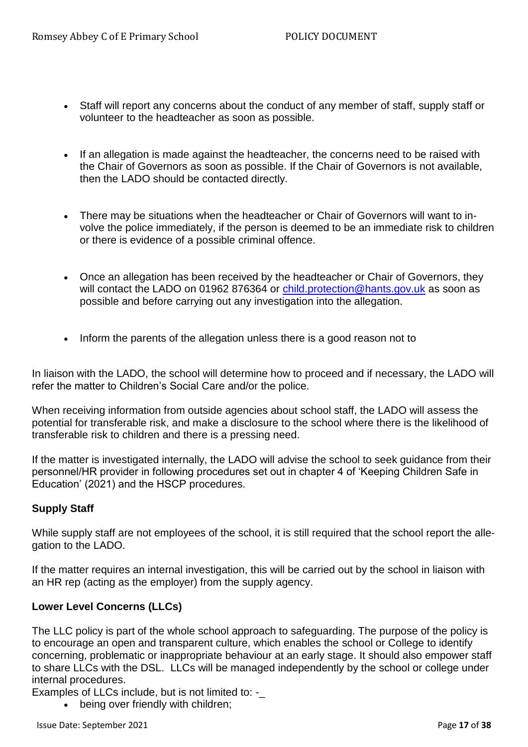- Staff will report any concerns about the conduct of any member of staff, supply staff or volunteer to the headteacher as soon as possible.

- If an allegation is made against the headteacher, the concerns need to be raised with the Chair of Governors as soon as possible. If the Chair of Governors is not available, then the LADO should be contacted directly.

- There may be situations when the headteacher or Chair of Governors will want to involve the police immediately, if the person is deemed to be an immediate risk to children or there is evidence of a possible criminal offence.

- Once an allegation has been received by the headteacher or Chair of Governors, they will contact the LADO on 01962 876364 or [child.protection@hants.gov.uk](mailto:child.protection@hants.gov.uk) as soon as possible and before carrying out any investigation into the allegation.

- Inform the parents of the allegation unless there is a good reason not to

In liaison with the LADO, the school will determine how to proceed and if necessary, the LADO will refer the matter to Children's Social Care and/or the police.

When receiving information from outside agencies about school staff, the LADO will assess the potential for transferable risk, and make a disclosure to the school where there is the likelihood of transferable risk to children and there is a pressing need.

If the matter is investigated internally, the LADO will advise the school to seek guidance from their personnel/HR provider in following procedures set out in chapter 4 of 'Keeping Children Safe in Education' (2021) and the HSCP procedures.

**Supply Staff**

While supply staff are not employees of the school, it is still required that the school report the allegation to the LADO.

If the matter requires an internal investigation, this will be carried out by the school in liaison with an HR rep (acting as the employer) from the supply agency.

**Lower Level Concerns (LLCs)**

The LLC policy is part of the whole school approach to safeguarding. The purpose of the policy is to encourage an open and transparent culture, which enables the school or College to identify concerning, problematic or inappropriate behaviour at an early stage. It should also empower staff to share LLCs with the DSL. LLCs will be managed independently by the school or college under internal procedures.

Examples of LLCs include, but is not limited to: -_

- being over friendly with children;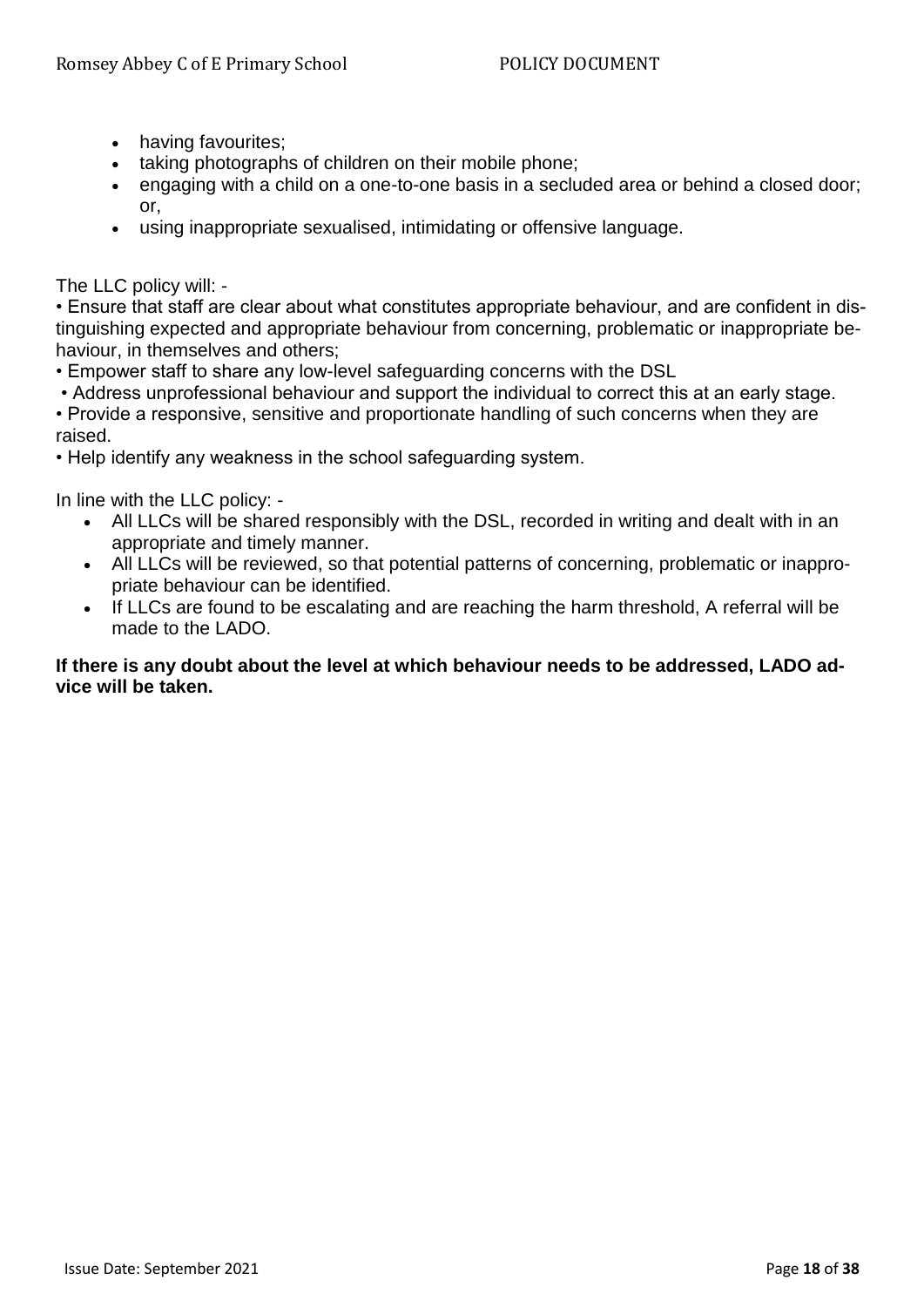- having favourites;
- taking photographs of children on their mobile phone;
- engaging with a child on a one-to-one basis in a secluded area or behind a closed door; or,
- using inappropriate sexualised, intimidating or offensive language.

The LLC policy will: -

• Ensure that staff are clear about what constitutes appropriate behaviour, and are confident in distinguishing expected and appropriate behaviour from concerning, problematic or inappropriate behaviour, in themselves and others;

• Empower staff to share any low-level safeguarding concerns with the DSL

• Address unprofessional behaviour and support the individual to correct this at an early stage.

• Provide a responsive, sensitive and proportionate handling of such concerns when they are raised.

• Help identify any weakness in the school safeguarding system.

In line with the LLC policy: -

- All LLCs will be shared responsibly with the DSL, recorded in writing and dealt with in an appropriate and timely manner.
- All LLCs will be reviewed, so that potential patterns of concerning, problematic or inappropriate behaviour can be identified.
- If LLCs are found to be escalating and are reaching the harm threshold, A referral will be made to the LADO.

**If there is any doubt about the level at which behaviour needs to be addressed, LADO advice will be taken.**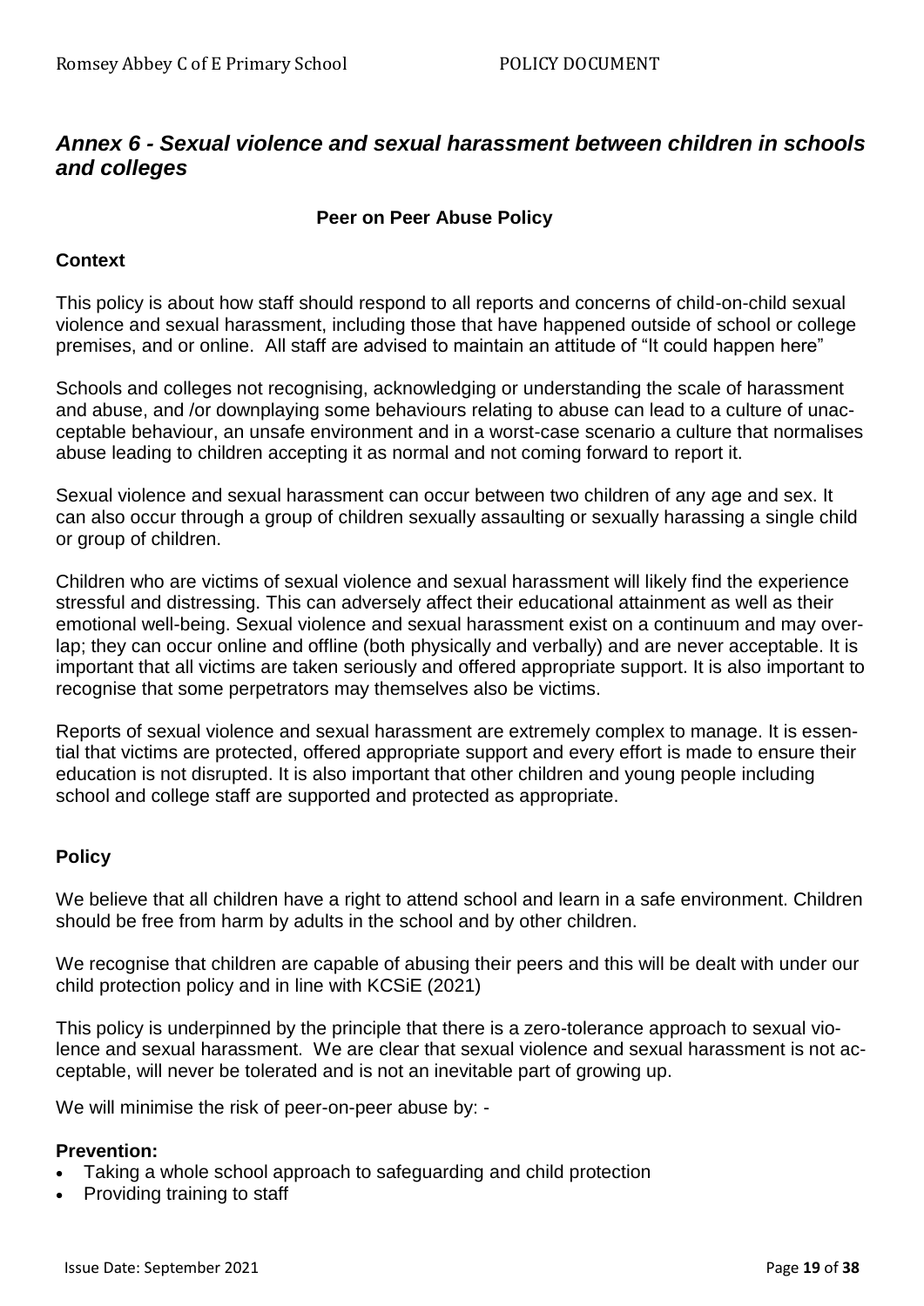## *Annex 6 - Sexual violence and sexual harassment between children in schools and colleges*

**Peer on Peer Abuse Policy**

**Context**

This policy is about how staff should respond to all reports and concerns of child-on-child sexual violence and sexual harassment, including those that have happened outside of school or college premises, and or online. All staff are advised to maintain an attitude of "It could happen here"

Schools and colleges not recognising, acknowledging or understanding the scale of harassment and abuse, and /or downplaying some behaviours relating to abuse can lead to a culture of unacceptable behaviour, an unsafe environment and in a worst-case scenario a culture that normalises abuse leading to children accepting it as normal and not coming forward to report it.

Sexual violence and sexual harassment can occur between two children of any age and sex. It can also occur through a group of children sexually assaulting or sexually harassing a single child or group of children.

Children who are victims of sexual violence and sexual harassment will likely find the experience stressful and distressing. This can adversely affect their educational attainment as well as their emotional well-being. Sexual violence and sexual harassment exist on a continuum and may overlap; they can occur online and offline (both physically and verbally) and are never acceptable. It is important that all victims are taken seriously and offered appropriate support. It is also important to recognise that some perpetrators may themselves also be victims.

Reports of sexual violence and sexual harassment are extremely complex to manage. It is essential that victims are protected, offered appropriate support and every effort is made to ensure their education is not disrupted. It is also important that other children and young people including school and college staff are supported and protected as appropriate.

**Policy**

We believe that all children have a right to attend school and learn in a safe environment. Children should be free from harm by adults in the school and by other children.

We recognise that children are capable of abusing their peers and this will be dealt with under our child protection policy and in line with KCSiE (2021)

This policy is underpinned by the principle that there is a zero-tolerance approach to sexual violence and sexual harassment. We are clear that sexual violence and sexual harassment is not acceptable, will never be tolerated and is not an inevitable part of growing up.

We will minimise the risk of peer-on-peer abuse by: -

**Prevention:**

- Taking a whole school approach to safeguarding and child protection
- Providing training to staff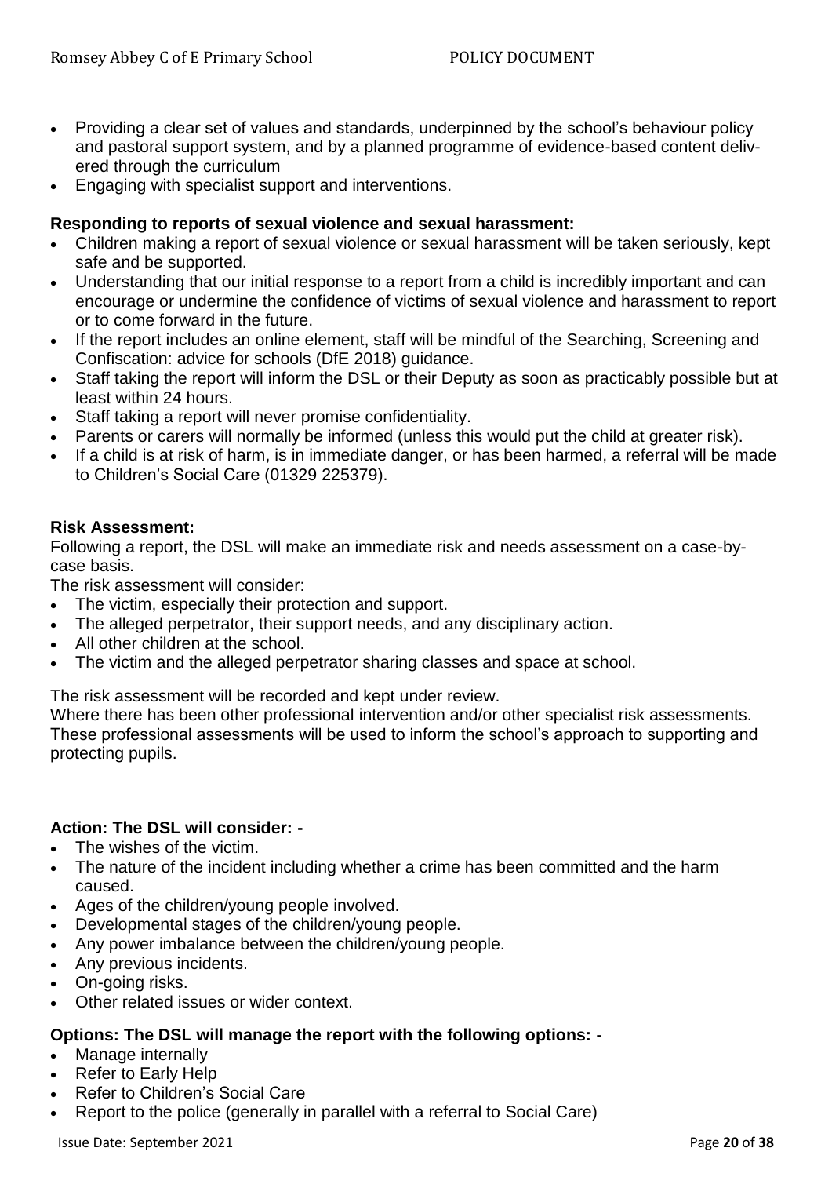- Providing a clear set of values and standards, underpinned by the school's behaviour policy and pastoral support system, and by a planned programme of evidence-based content delivered through the curriculum
- Engaging with specialist support and interventions.

**Responding to reports of sexual violence and sexual harassment:**

- Children making a report of sexual violence or sexual harassment will be taken seriously, kept safe and be supported.
- Understanding that our initial response to a report from a child is incredibly important and can encourage or undermine the confidence of victims of sexual violence and harassment to report or to come forward in the future.
- If the report includes an online element, staff will be mindful of the Searching, Screening and Confiscation: advice for schools (DfE 2018) guidance.
- Staff taking the report will inform the DSL or their Deputy as soon as practicably possible but at least within 24 hours.
- Staff taking a report will never promise confidentiality.
- Parents or carers will normally be informed (unless this would put the child at greater risk).
- If a child is at risk of harm, is in immediate danger, or has been harmed, a referral will be made to Children's Social Care (01329 225379).

**Risk Assessment:**

Following a report, the DSL will make an immediate risk and needs assessment on a case-by-case basis.

The risk assessment will consider:

- The victim, especially their protection and support.
- The alleged perpetrator, their support needs, and any disciplinary action.
- All other children at the school.
- The victim and the alleged perpetrator sharing classes and space at school.

The risk assessment will be recorded and kept under review.

Where there has been other professional intervention and/or other specialist risk assessments. These professional assessments will be used to inform the school's approach to supporting and protecting pupils.

**Action: The DSL will consider: -**

- The wishes of the victim.
- The nature of the incident including whether a crime has been committed and the harm caused.
- Ages of the children/young people involved.
- Developmental stages of the children/young people.
- Any power imbalance between the children/young people.
- Any previous incidents.
- On-going risks.
- Other related issues or wider context.

**Options: The DSL will manage the report with the following options: -**

- Manage internally
- Refer to Early Help
- Refer to Children's Social Care
- Report to the police (generally in parallel with a referral to Social Care)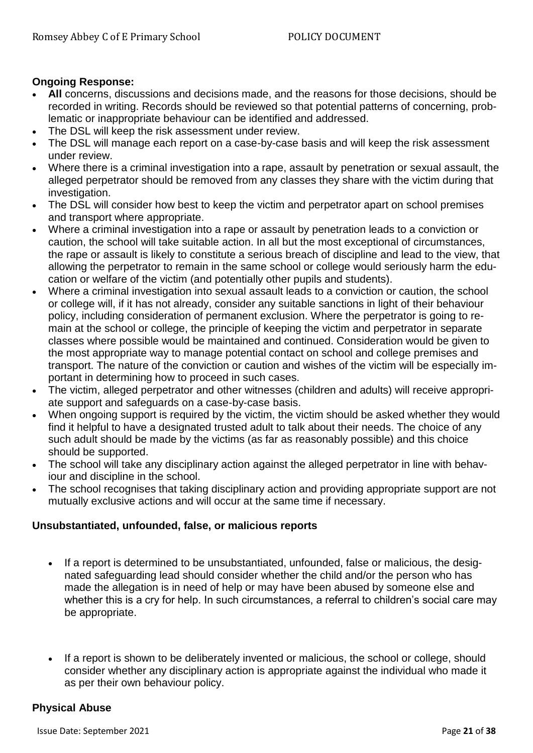**Ongoing Response:**

- **All** concerns, discussions and decisions made, and the reasons for those decisions, should be recorded in writing. Records should be reviewed so that potential patterns of concerning, problematic or inappropriate behaviour can be identified and addressed.
- The DSL will keep the risk assessment under review.
- The DSL will manage each report on a case-by-case basis and will keep the risk assessment under review.
- Where there is a criminal investigation into a rape, assault by penetration or sexual assault, the alleged perpetrator should be removed from any classes they share with the victim during that investigation.
- The DSL will consider how best to keep the victim and perpetrator apart on school premises and transport where appropriate.
- Where a criminal investigation into a rape or assault by penetration leads to a conviction or caution, the school will take suitable action. In all but the most exceptional of circumstances, the rape or assault is likely to constitute a serious breach of discipline and lead to the view, that allowing the perpetrator to remain in the same school or college would seriously harm the education or welfare of the victim (and potentially other pupils and students).
- Where a criminal investigation into sexual assault leads to a conviction or caution, the school or college will, if it has not already, consider any suitable sanctions in light of their behaviour policy, including consideration of permanent exclusion. Where the perpetrator is going to remain at the school or college, the principle of keeping the victim and perpetrator in separate classes where possible would be maintained and continued. Consideration would be given to the most appropriate way to manage potential contact on school and college premises and transport. The nature of the conviction or caution and wishes of the victim will be especially important in determining how to proceed in such cases.
- The victim, alleged perpetrator and other witnesses (children and adults) will receive appropriate support and safeguards on a case-by-case basis.
- When ongoing support is required by the victim, the victim should be asked whether they would find it helpful to have a designated trusted adult to talk about their needs. The choice of any such adult should be made by the victims (as far as reasonably possible) and this choice should be supported.
- The school will take any disciplinary action against the alleged perpetrator in line with behaviour and discipline in the school.
- The school recognises that taking disciplinary action and providing appropriate support are not mutually exclusive actions and will occur at the same time if necessary.

**Unsubstantiated, unfounded, false, or malicious reports**

- If a report is determined to be unsubstantiated, unfounded, false or malicious, the designated safeguarding lead should consider whether the child and/or the person who has made the allegation is in need of help or may have been abused by someone else and whether this is a cry for help. In such circumstances, a referral to children's social care may be appropriate.

- If a report is shown to be deliberately invented or malicious, the school or college, should consider whether any disciplinary action is appropriate against the individual who made it as per their own behaviour policy.

**Physical Abuse**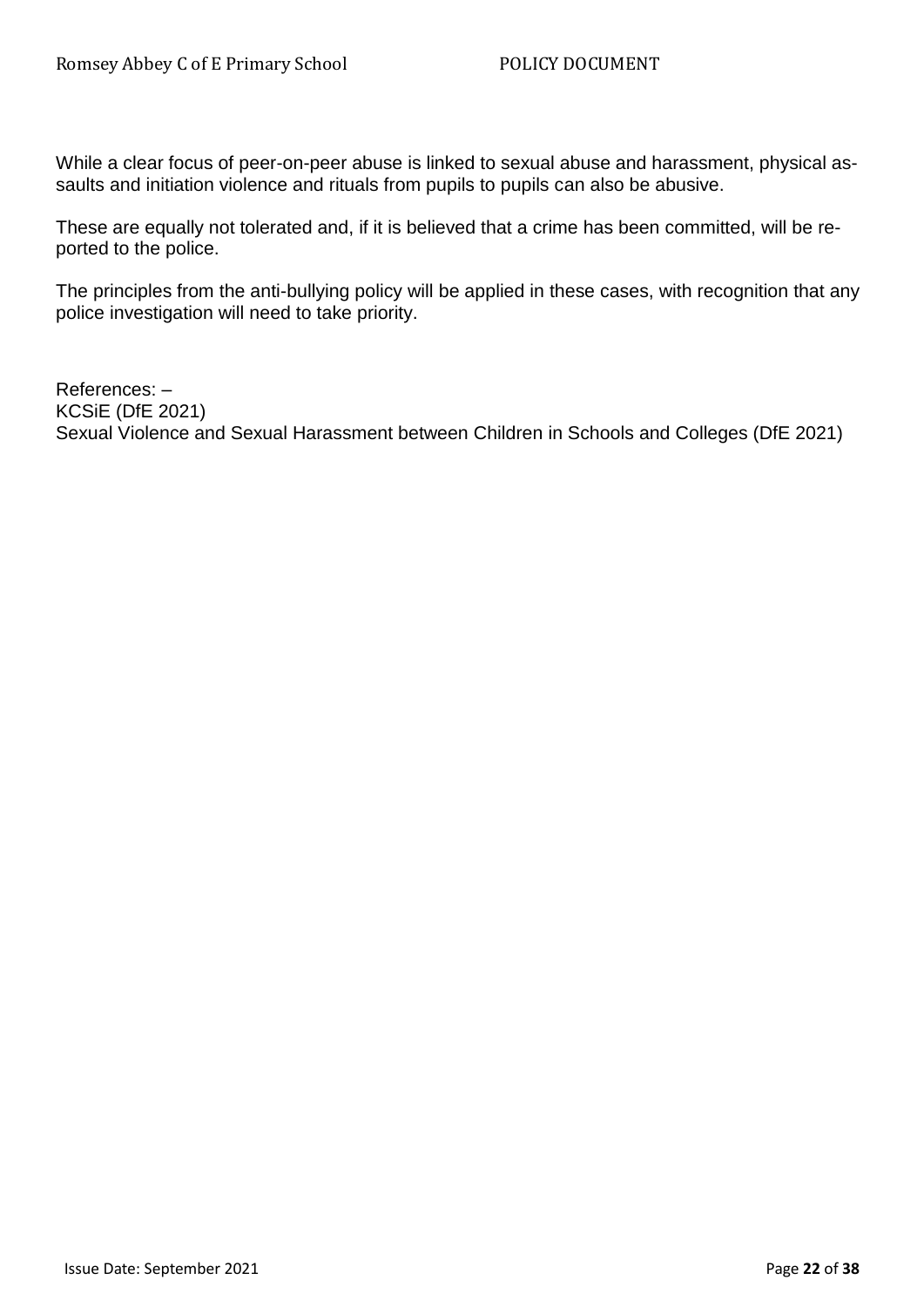While a clear focus of peer-on-peer abuse is linked to sexual abuse and harassment, physical assaults and initiation violence and rituals from pupils to pupils can also be abusive.

These are equally not tolerated and, if it is believed that a crime has been committed, will be reported to the police.

The principles from the anti-bullying policy will be applied in these cases, with recognition that any police investigation will need to take priority.

References: –
KCSiE (DfE 2021)
Sexual Violence and Sexual Harassment between Children in Schools and Colleges (DfE 2021)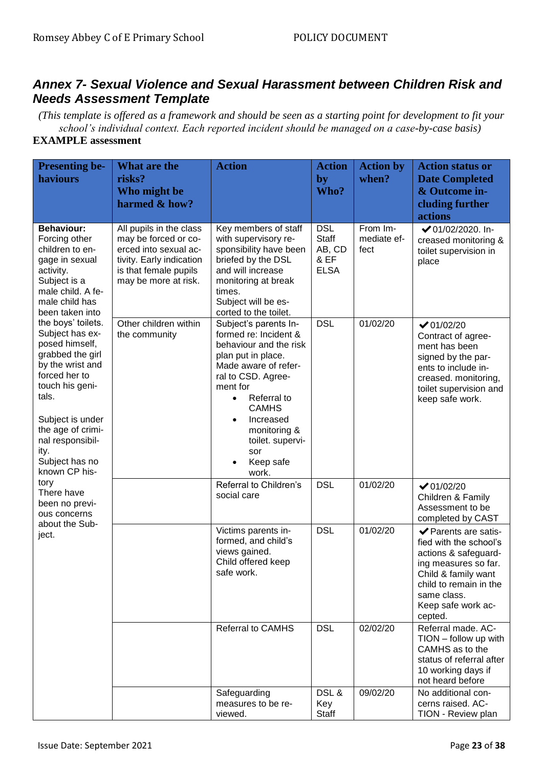## *Annex 7- Sexual Violence and Sexual Harassment between Children Risk and Needs Assessment Template*

*(This template is offered as a framework and should be seen as a starting point for development to fit your school's individual context. Each reported incident should be managed on a case-by-case basis)*

**EXAMPLE assessment**

| Presenting behaviours | What are the risks? Who might be harmed & how? | Action | Action by Who? | Action by when? | Action status or Date Completed & Outcome including further actions |
|---|---|---|---|---|---|
| **Behaviour:** Forcing other children to engage in sexual activity. Subject is a male child. A female child has been taken into the boys' toilets. Subject has exposed himself, grabbed the girl by the wrist and forced her to touch his genitals.<br><br>Subject is under the age of criminal responsibility.<br>Subject has no known CP history<br>There have been no previous concerns about the Subject. | All pupils in the class may be forced or coerced into sexual activity. Early indication is that female pupils may be more at risk. | Key members of staff with supervisory responsibility have been briefed by the DSL and will increase monitoring at break times.<br>Subject will be escorted to the toilet. | DSL Staff AB, CD & EF ELSA | From Immediate effect | ✔01/02/2020. Increased monitoring & toilet supervision in place |
| | Other children within the community | Subject's parents Informed re: Incident & behaviour and the risk plan put in place. Made aware of referral to CSD. Agreement for<br>• Referral to CAMHS<br>• Increased monitoring & toilet. supervisor<br>• Keep safe work. | DSL | 01/02/20 | ✔01/02/20 Contract of agreement has been signed by the parents to include increased. monitoring, toilet supervision and keep safe work. |
| | | Referral to Children's social care | DSL | 01/02/20 | ✔01/02/20 Children & Family Assessment to be completed by CAST |
| | | Victims parents informed, and child's views gained. Child offered keep safe work. | DSL | 01/02/20 | ✔Parents are satisfied with the school's actions & safeguarding measures so far. Child & family want child to remain in the same class. Keep safe work accepted. |
| | | Referral to CAMHS | DSL | 02/02/20 | Referral made. ACTION – follow up with CAMHS as to the status of referral after 10 working days if not heard before |
| | | Safeguarding measures to be reviewed. | DSL & Key Staff | 09/02/20 | No additional concerns raised. ACTION - Review plan |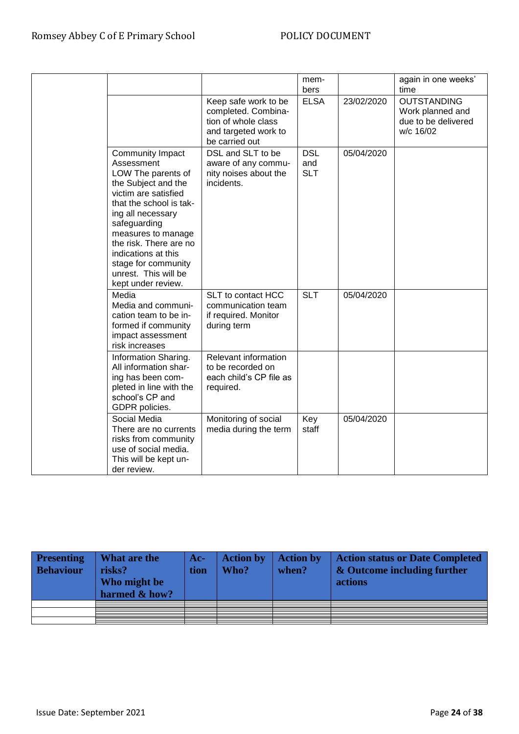| | | | | | |
|---|---|---|---|---|---|
| | | | members | | again in one weeks' time |
| | | Keep safe work to be completed. Combination of whole class and targeted work to be carried out | ELSA | 23/02/2020 | OUTSTANDING Work planned and due to be delivered w/c 16/02 |
| | Community Impact Assessment LOW The parents of the Subject and the victim are satisfied that the school is taking all necessary safeguarding measures to manage the risk. There are no indications at this stage for community unrest. This will be kept under review. | DSL and SLT to be aware of any community noises about the incidents. | DSL and SLT | 05/04/2020 | |
| | Media Media and communication team to be informed if community impact assessment risk increases | SLT to contact HCC communication team if required. Monitor during term | SLT | 05/04/2020 | |
| | Information Sharing. All information sharing has been completed in line with the school's CP and GDPR policies. | Relevant information to be recorded on each child's CP file as required. | | | |
| | Social Media There are no currents risks from community use of social media. This will be kept under review. | Monitoring of social media during the term | Key staff | 05/04/2020 | |

| Presenting Behaviour | What are the risks? Who might be harmed & how? | Action | Action by Who? | Action by when? | Action status or Date Completed & Outcome including further actions |
|---|---|---|---|---|---|
| | | | | | |
| | | | | | |
| | | | | | |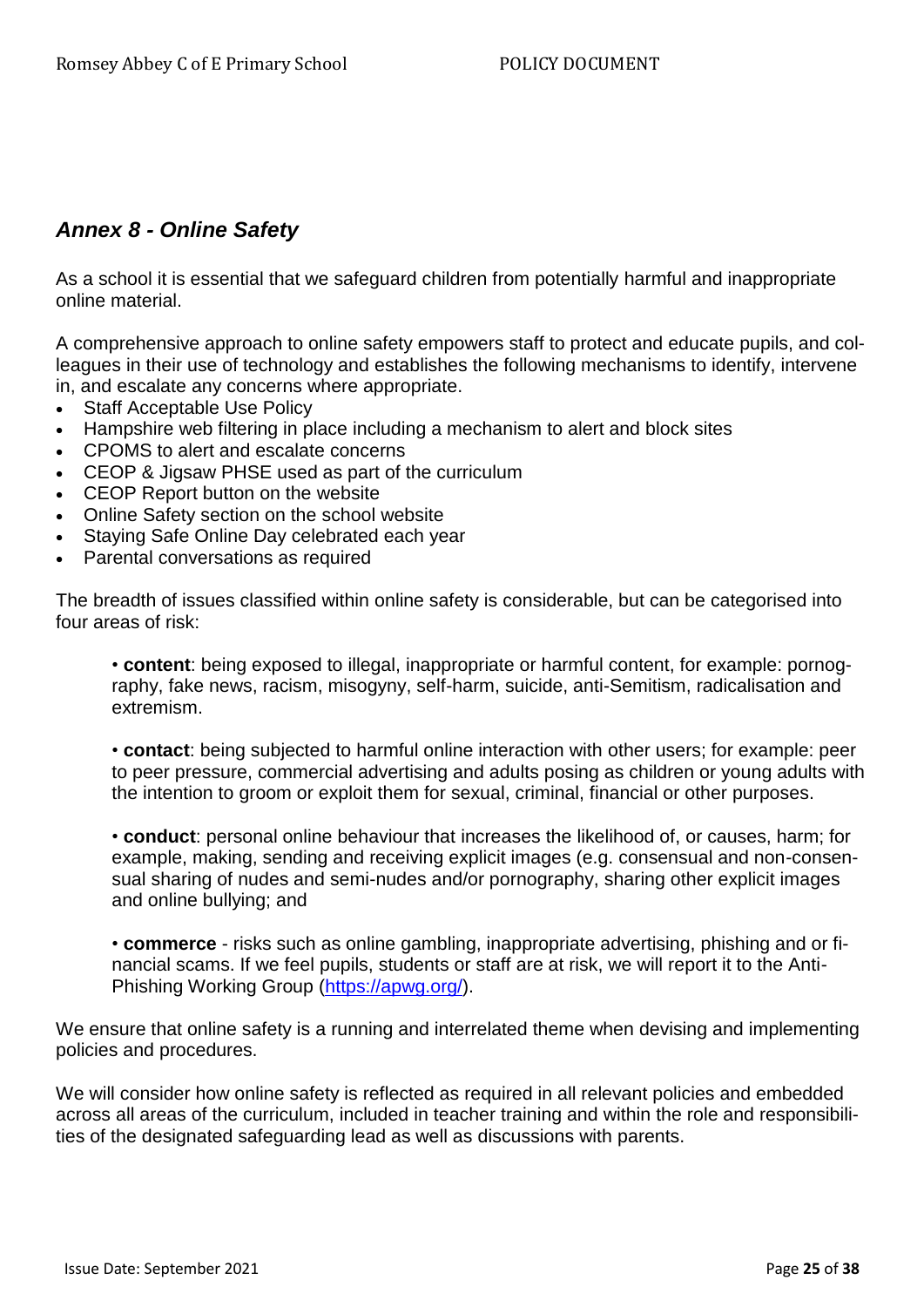## *Annex 8 - Online Safety*

As a school it is essential that we safeguard children from potentially harmful and inappropriate online material.

A comprehensive approach to online safety empowers staff to protect and educate pupils, and colleagues in their use of technology and establishes the following mechanisms to identify, intervene in, and escalate any concerns where appropriate.

- Staff Acceptable Use Policy
- Hampshire web filtering in place including a mechanism to alert and block sites
- CPOMS to alert and escalate concerns
- CEOP & Jigsaw PHSE used as part of the curriculum
- CEOP Report button on the website
- Online Safety section on the school website
- Staying Safe Online Day celebrated each year
- Parental conversations as required

The breadth of issues classified within online safety is considerable, but can be categorised into four areas of risk:

> • **content**: being exposed to illegal, inappropriate or harmful content, for example: pornography, fake news, racism, misogyny, self-harm, suicide, anti-Semitism, radicalisation and extremism.
>
> • **contact**: being subjected to harmful online interaction with other users; for example: peer to peer pressure, commercial advertising and adults posing as children or young adults with the intention to groom or exploit them for sexual, criminal, financial or other purposes.
>
> • **conduct**: personal online behaviour that increases the likelihood of, or causes, harm; for example, making, sending and receiving explicit images (e.g. consensual and non-consensual sharing of nudes and semi-nudes and/or pornography, sharing other explicit images and online bullying; and
>
> • **commerce** - risks such as online gambling, inappropriate advertising, phishing and or financial scams. If we feel pupils, students or staff are at risk, we will report it to the Anti-Phishing Working Group ([https://apwg.org/](https://apwg.org/)).

We ensure that online safety is a running and interrelated theme when devising and implementing policies and procedures.

We will consider how online safety is reflected as required in all relevant policies and embedded across all areas of the curriculum, included in teacher training and within the role and responsibilities of the designated safeguarding lead as well as discussions with parents.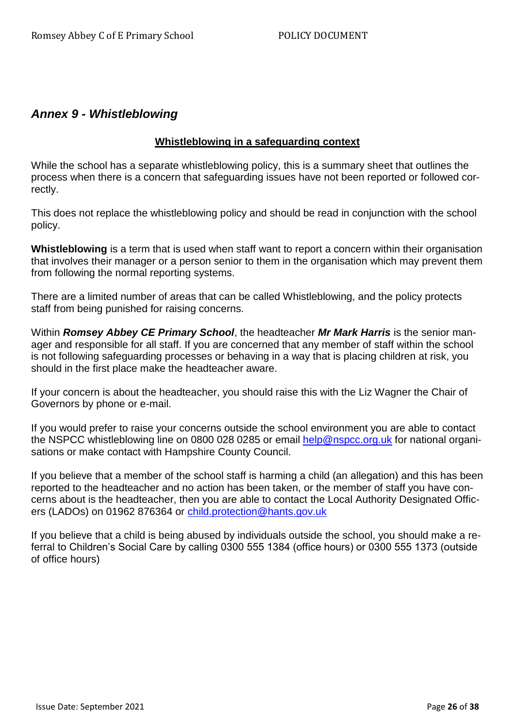## *Annex 9 - Whistleblowing*

**Whistleblowing in a safeguarding context**

While the school has a separate whistleblowing policy, this is a summary sheet that outlines the process when there is a concern that safeguarding issues have not been reported or followed correctly.

This does not replace the whistleblowing policy and should be read in conjunction with the school policy.

**Whistleblowing** is a term that is used when staff want to report a concern within their organisation that involves their manager or a person senior to them in the organisation which may prevent them from following the normal reporting systems.

There are a limited number of areas that can be called Whistleblowing, and the policy protects staff from being punished for raising concerns.

Within ***Romsey Abbey CE Primary School***, the headteacher ***Mr Mark Harris*** is the senior manager and responsible for all staff. If you are concerned that any member of staff within the school is not following safeguarding processes or behaving in a way that is placing children at risk, you should in the first place make the headteacher aware.

If your concern is about the headteacher, you should raise this with the Liz Wagner the Chair of Governors by phone or e-mail.

If you would prefer to raise your concerns outside the school environment you are able to contact the NSPCC whistleblowing line on 0800 028 0285 or email help@nspcc.org.uk for national organisations or make contact with Hampshire County Council.

If you believe that a member of the school staff is harming a child (an allegation) and this has been reported to the headteacher and no action has been taken, or the member of staff you have concerns about is the headteacher, then you are able to contact the Local Authority Designated Officers (LADOs) on 01962 876364 or child.protection@hants.gov.uk

If you believe that a child is being abused by individuals outside the school, you should make a referral to Children's Social Care by calling 0300 555 1384 (office hours) or 0300 555 1373 (outside of office hours)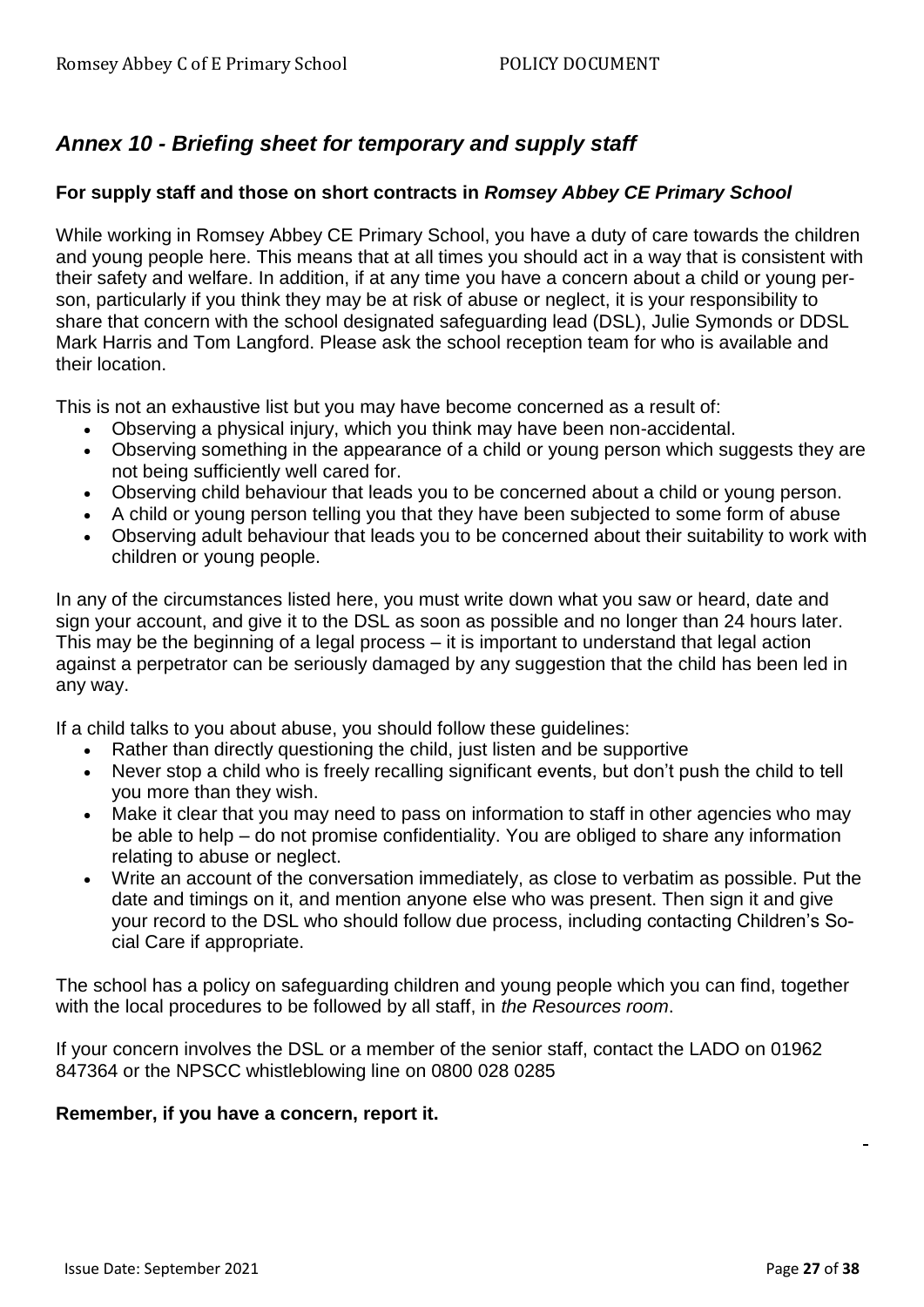## *Annex 10 - Briefing sheet for temporary and supply staff*

**For supply staff and those on short contracts in *Romsey Abbey CE Primary School***

While working in Romsey Abbey CE Primary School, you have a duty of care towards the children and young people here. This means that at all times you should act in a way that is consistent with their safety and welfare. In addition, if at any time you have a concern about a child or young person, particularly if you think they may be at risk of abuse or neglect, it is your responsibility to share that concern with the school designated safeguarding lead (DSL), Julie Symonds or DDSL Mark Harris and Tom Langford. Please ask the school reception team for who is available and their location.

This is not an exhaustive list but you may have become concerned as a result of:

- Observing a physical injury, which you think may have been non-accidental.
- Observing something in the appearance of a child or young person which suggests they are not being sufficiently well cared for.
- Observing child behaviour that leads you to be concerned about a child or young person.
- A child or young person telling you that they have been subjected to some form of abuse
- Observing adult behaviour that leads you to be concerned about their suitability to work with children or young people.

In any of the circumstances listed here, you must write down what you saw or heard, date and sign your account, and give it to the DSL as soon as possible and no longer than 24 hours later. This may be the beginning of a legal process – it is important to understand that legal action against a perpetrator can be seriously damaged by any suggestion that the child has been led in any way.

If a child talks to you about abuse, you should follow these guidelines:

- Rather than directly questioning the child, just listen and be supportive
- Never stop a child who is freely recalling significant events, but don't push the child to tell you more than they wish.
- Make it clear that you may need to pass on information to staff in other agencies who may be able to help – do not promise confidentiality. You are obliged to share any information relating to abuse or neglect.
- Write an account of the conversation immediately, as close to verbatim as possible. Put the date and timings on it, and mention anyone else who was present. Then sign it and give your record to the DSL who should follow due process, including contacting Children's Social Care if appropriate.

The school has a policy on safeguarding children and young people which you can find, together with the local procedures to be followed by all staff, in *the Resources room*.

If your concern involves the DSL or a member of the senior staff, contact the LADO on 01962 847364 or the NPSCC whistleblowing line on 0800 028 0285

**Remember, if you have a concern, report it.**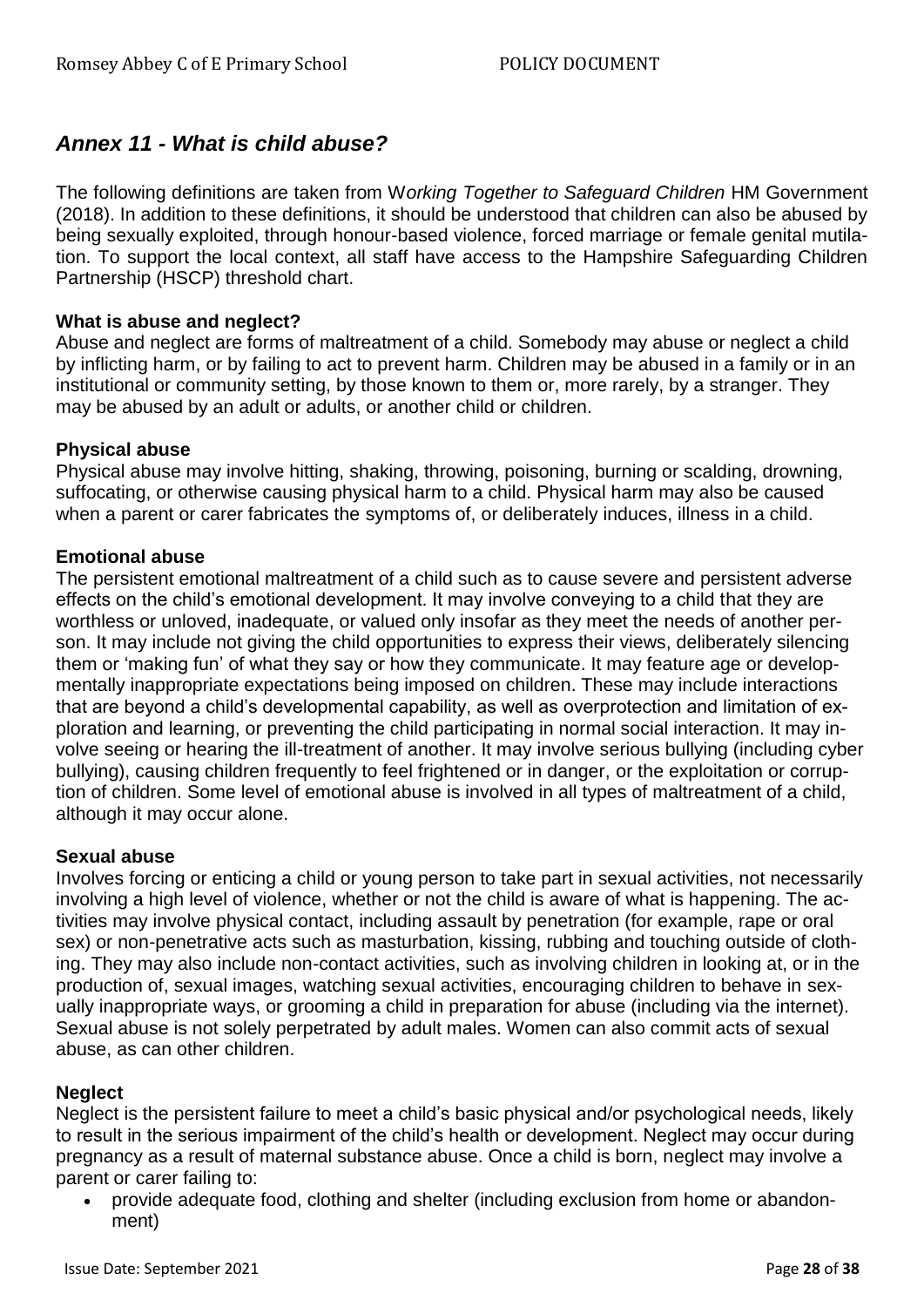## *Annex 11 - What is child abuse?*

The following definitions are taken from W*orking Together to Safeguard Children* HM Government (2018). In addition to these definitions, it should be understood that children can also be abused by being sexually exploited, through honour-based violence, forced marriage or female genital mutilation. To support the local context, all staff have access to the Hampshire Safeguarding Children Partnership (HSCP) threshold chart.

**What is abuse and neglect?**

Abuse and neglect are forms of maltreatment of a child. Somebody may abuse or neglect a child by inflicting harm, or by failing to act to prevent harm. Children may be abused in a family or in an institutional or community setting, by those known to them or, more rarely, by a stranger. They may be abused by an adult or adults, or another child or children.

**Physical abuse**

Physical abuse may involve hitting, shaking, throwing, poisoning, burning or scalding, drowning, suffocating, or otherwise causing physical harm to a child. Physical harm may also be caused when a parent or carer fabricates the symptoms of, or deliberately induces, illness in a child.

**Emotional abuse**

The persistent emotional maltreatment of a child such as to cause severe and persistent adverse effects on the child's emotional development. It may involve conveying to a child that they are worthless or unloved, inadequate, or valued only insofar as they meet the needs of another person. It may include not giving the child opportunities to express their views, deliberately silencing them or 'making fun' of what they say or how they communicate. It may feature age or developmentally inappropriate expectations being imposed on children. These may include interactions that are beyond a child's developmental capability, as well as overprotection and limitation of exploration and learning, or preventing the child participating in normal social interaction. It may involve seeing or hearing the ill-treatment of another. It may involve serious bullying (including cyber bullying), causing children frequently to feel frightened or in danger, or the exploitation or corruption of children. Some level of emotional abuse is involved in all types of maltreatment of a child, although it may occur alone.

**Sexual abuse**

Involves forcing or enticing a child or young person to take part in sexual activities, not necessarily involving a high level of violence, whether or not the child is aware of what is happening. The activities may involve physical contact, including assault by penetration (for example, rape or oral sex) or non-penetrative acts such as masturbation, kissing, rubbing and touching outside of clothing. They may also include non-contact activities, such as involving children in looking at, or in the production of, sexual images, watching sexual activities, encouraging children to behave in sexually inappropriate ways, or grooming a child in preparation for abuse (including via the internet). Sexual abuse is not solely perpetrated by adult males. Women can also commit acts of sexual abuse, as can other children.

**Neglect**

Neglect is the persistent failure to meet a child's basic physical and/or psychological needs, likely to result in the serious impairment of the child's health or development. Neglect may occur during pregnancy as a result of maternal substance abuse. Once a child is born, neglect may involve a parent or carer failing to:

- provide adequate food, clothing and shelter (including exclusion from home or abandonment)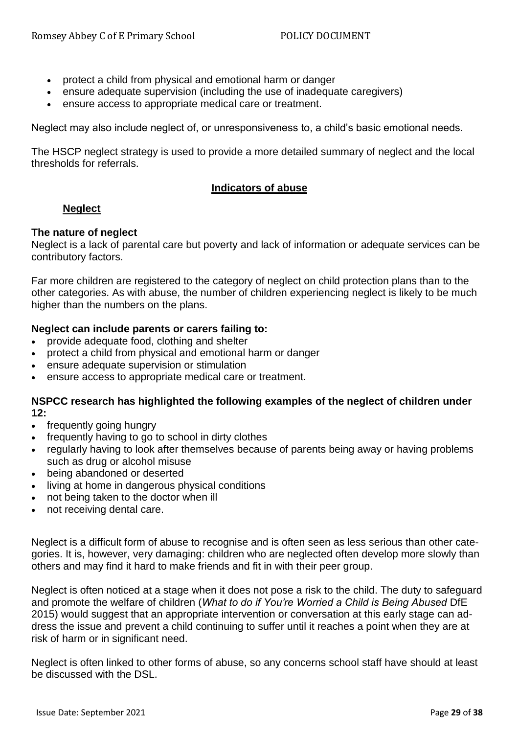- protect a child from physical and emotional harm or danger
- ensure adequate supervision (including the use of inadequate caregivers)
- ensure access to appropriate medical care or treatment.

Neglect may also include neglect of, or unresponsiveness to, a child's basic emotional needs.

The HSCP neglect strategy is used to provide a more detailed summary of neglect and the local thresholds for referrals.

## Indicators of abuse

### Neglect

**The nature of neglect**

Neglect is a lack of parental care but poverty and lack of information or adequate services can be contributory factors.

Far more children are registered to the category of neglect on child protection plans than to the other categories. As with abuse, the number of children experiencing neglect is likely to be much higher than the numbers on the plans.

**Neglect can include parents or carers failing to:**

- provide adequate food, clothing and shelter
- protect a child from physical and emotional harm or danger
- ensure adequate supervision or stimulation
- ensure access to appropriate medical care or treatment.

**NSPCC research has highlighted the following examples of the neglect of children under 12:**

- frequently going hungry
- frequently having to go to school in dirty clothes
- regularly having to look after themselves because of parents being away or having problems such as drug or alcohol misuse
- being abandoned or deserted
- living at home in dangerous physical conditions
- not being taken to the doctor when ill
- not receiving dental care.

Neglect is a difficult form of abuse to recognise and is often seen as less serious than other categories. It is, however, very damaging: children who are neglected often develop more slowly than others and may find it hard to make friends and fit in with their peer group.

Neglect is often noticed at a stage when it does not pose a risk to the child. The duty to safeguard and promote the welfare of children (*What to do if You're Worried a Child is Being Abused* DfE 2015) would suggest that an appropriate intervention or conversation at this early stage can address the issue and prevent a child continuing to suffer until it reaches a point when they are at risk of harm or in significant need.

Neglect is often linked to other forms of abuse, so any concerns school staff have should at least be discussed with the DSL.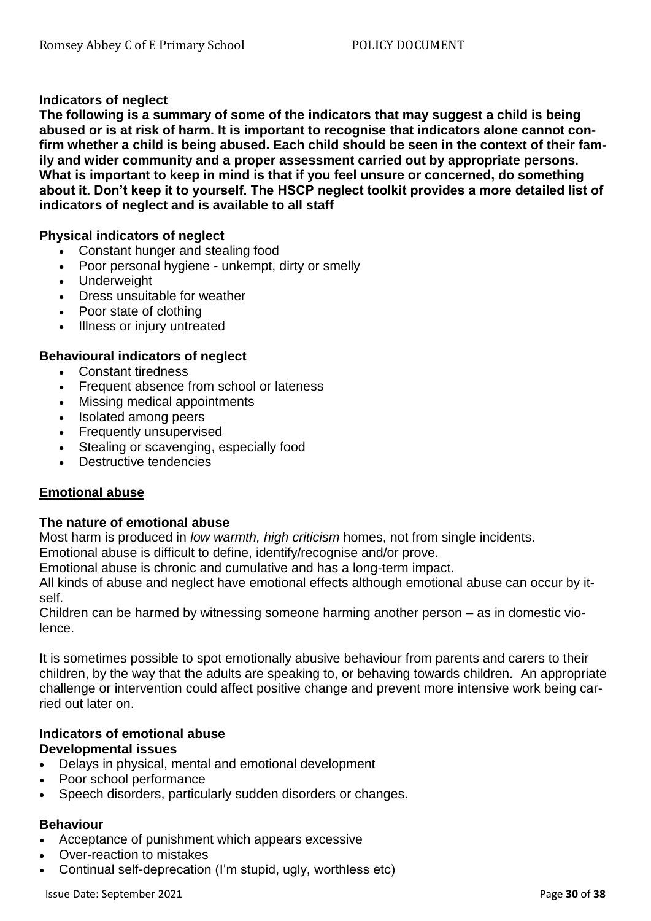**Indicators of neglect**

**The following is a summary of some of the indicators that may suggest a child is being abused or is at risk of harm. It is important to recognise that indicators alone cannot confirm whether a child is being abused. Each child should be seen in the context of their family and wider community and a proper assessment carried out by appropriate persons. What is important to keep in mind is that if you feel unsure or concerned, do something about it. Don't keep it to yourself. The HSCP neglect toolkit provides a more detailed list of indicators of neglect and is available to all staff**

**Physical indicators of neglect**

- Constant hunger and stealing food
- Poor personal hygiene - unkempt, dirty or smelly
- Underweight
- Dress unsuitable for weather
- Poor state of clothing
- Illness or injury untreated

**Behavioural indicators of neglect**

- Constant tiredness
- Frequent absence from school or lateness
- Missing medical appointments
- Isolated among peers
- Frequently unsupervised
- Stealing or scavenging, especially food
- Destructive tendencies

## Emotional abuse

**The nature of emotional abuse**

Most harm is produced in *low warmth, high criticism* homes, not from single incidents.
Emotional abuse is difficult to define, identify/recognise and/or prove.
Emotional abuse is chronic and cumulative and has a long-term impact.
All kinds of abuse and neglect have emotional effects although emotional abuse can occur by itself.
Children can be harmed by witnessing someone harming another person – as in domestic violence.

It is sometimes possible to spot emotionally abusive behaviour from parents and carers to their children, by the way that the adults are speaking to, or behaving towards children. An appropriate challenge or intervention could affect positive change and prevent more intensive work being carried out later on.

**Indicators of emotional abuse**

**Developmental issues**

- Delays in physical, mental and emotional development
- Poor school performance
- Speech disorders, particularly sudden disorders or changes.

**Behaviour**

- Acceptance of punishment which appears excessive
- Over-reaction to mistakes
- Continual self-deprecation (I'm stupid, ugly, worthless etc)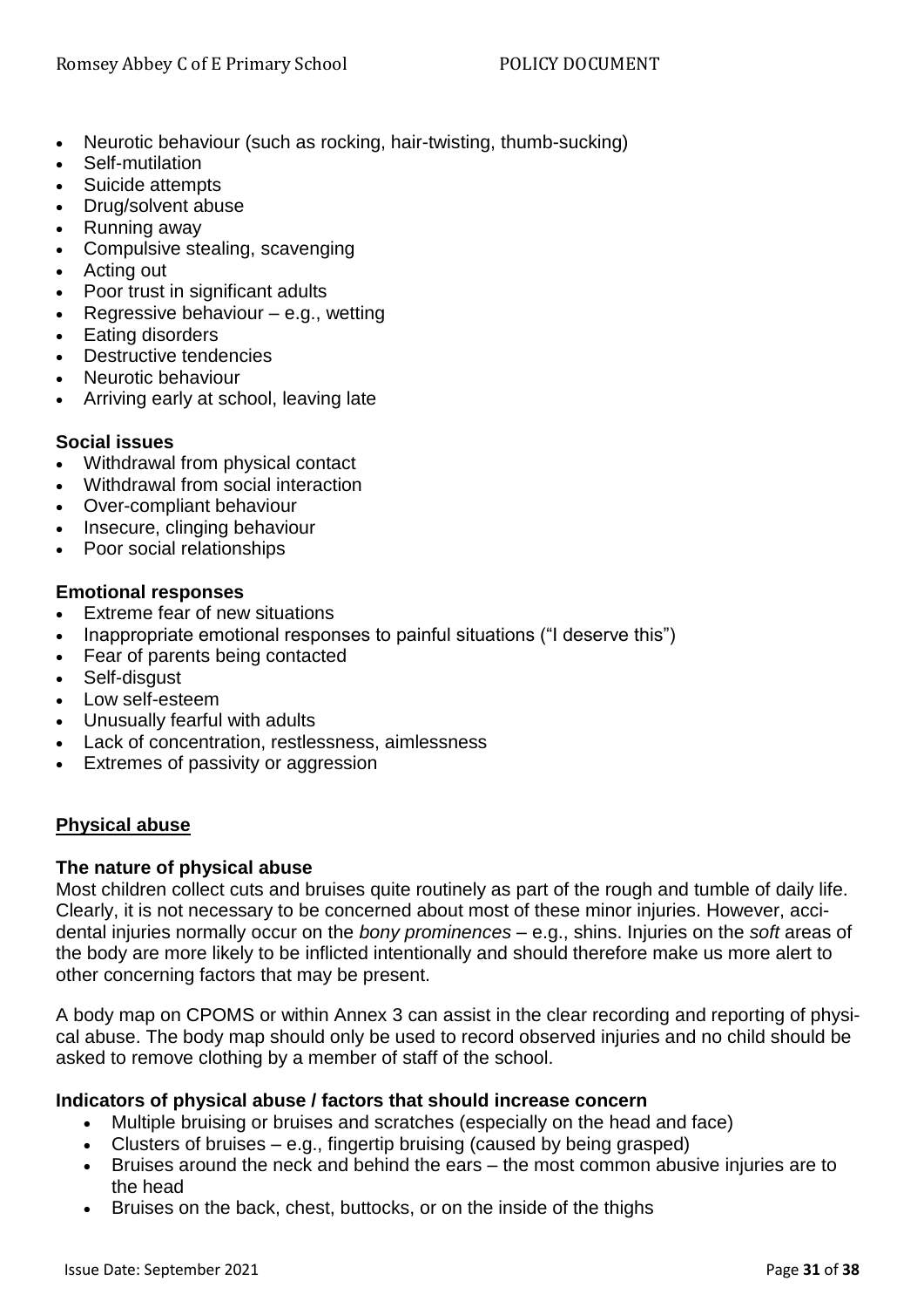- Neurotic behaviour (such as rocking, hair-twisting, thumb-sucking)
- Self-mutilation
- Suicide attempts
- Drug/solvent abuse
- Running away
- Compulsive stealing, scavenging
- Acting out
- Poor trust in significant adults
- Regressive behaviour – e.g., wetting
- Eating disorders
- Destructive tendencies
- Neurotic behaviour
- Arriving early at school, leaving late

**Social issues**

- Withdrawal from physical contact
- Withdrawal from social interaction
- Over-compliant behaviour
- Insecure, clinging behaviour
- Poor social relationships

**Emotional responses**

- Extreme fear of new situations
- Inappropriate emotional responses to painful situations ("I deserve this")
- Fear of parents being contacted
- Self-disgust
- Low self-esteem
- Unusually fearful with adults
- Lack of concentration, restlessness, aimlessness
- Extremes of passivity or aggression

## Physical abuse

**The nature of physical abuse**

Most children collect cuts and bruises quite routinely as part of the rough and tumble of daily life. Clearly, it is not necessary to be concerned about most of these minor injuries. However, accidental injuries normally occur on the *bony prominences* – e.g., shins. Injuries on the *soft* areas of the body are more likely to be inflicted intentionally and should therefore make us more alert to other concerning factors that may be present.

A body map on CPOMS or within Annex 3 can assist in the clear recording and reporting of physical abuse. The body map should only be used to record observed injuries and no child should be asked to remove clothing by a member of staff of the school.

**Indicators of physical abuse / factors that should increase concern**

- Multiple bruising or bruises and scratches (especially on the head and face)
- Clusters of bruises – e.g., fingertip bruising (caused by being grasped)
- Bruises around the neck and behind the ears – the most common abusive injuries are to the head
- Bruises on the back, chest, buttocks, or on the inside of the thighs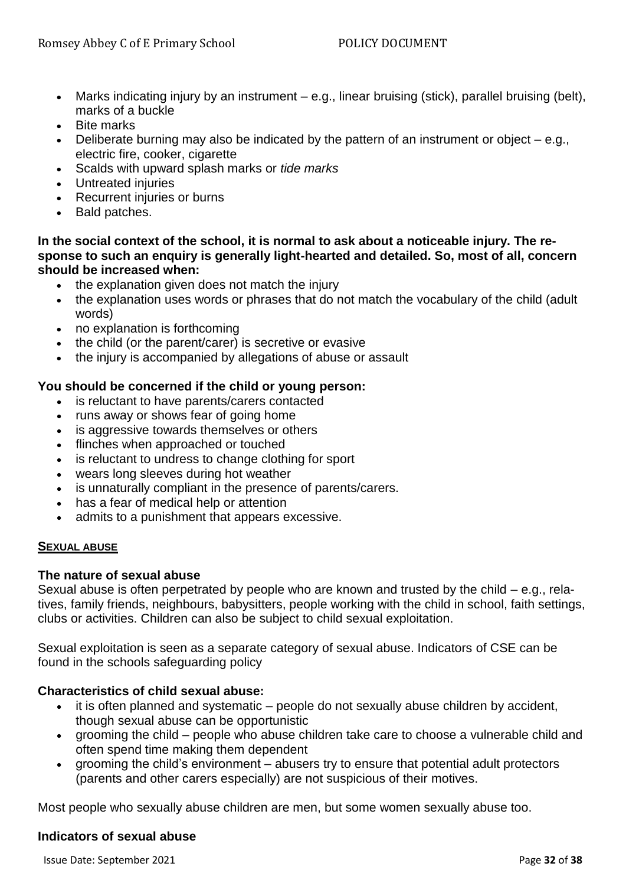- Marks indicating injury by an instrument – e.g., linear bruising (stick), parallel bruising (belt), marks of a buckle
- Bite marks
- Deliberate burning may also be indicated by the pattern of an instrument or object – e.g., electric fire, cooker, cigarette
- Scalds with upward splash marks or *tide marks*
- Untreated injuries
- Recurrent injuries or burns
- Bald patches.

**In the social context of the school, it is normal to ask about a noticeable injury. The response to such an enquiry is generally light-hearted and detailed. So, most of all, concern should be increased when:**

- the explanation given does not match the injury
- the explanation uses words or phrases that do not match the vocabulary of the child (adult words)
- no explanation is forthcoming
- the child (or the parent/carer) is secretive or evasive
- the injury is accompanied by allegations of abuse or assault

**You should be concerned if the child or young person:**

- is reluctant to have parents/carers contacted
- runs away or shows fear of going home
- is aggressive towards themselves or others
- flinches when approached or touched
- is reluctant to undress to change clothing for sport
- wears long sleeves during hot weather
- is unnaturally compliant in the presence of parents/carers.
- has a fear of medical help or attention
- admits to a punishment that appears excessive.

## SEXUAL ABUSE

### The nature of sexual abuse

Sexual abuse is often perpetrated by people who are known and trusted by the child – e.g., relatives, family friends, neighbours, babysitters, people working with the child in school, faith settings, clubs or activities. Children can also be subject to child sexual exploitation.

Sexual exploitation is seen as a separate category of sexual abuse. Indicators of CSE can be found in the schools safeguarding policy

### Characteristics of child sexual abuse:

- it is often planned and systematic – people do not sexually abuse children by accident, though sexual abuse can be opportunistic
- grooming the child – people who abuse children take care to choose a vulnerable child and often spend time making them dependent
- grooming the child's environment – abusers try to ensure that potential adult protectors (parents and other carers especially) are not suspicious of their motives.

Most people who sexually abuse children are men, but some women sexually abuse too.

### Indicators of sexual abuse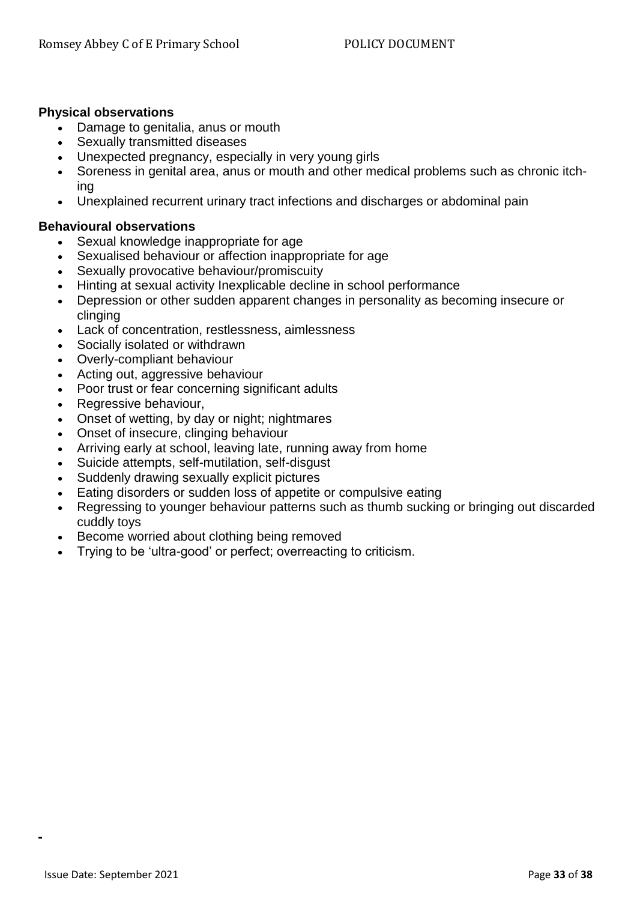**Physical observations**

- Damage to genitalia, anus or mouth
- Sexually transmitted diseases
- Unexpected pregnancy, especially in very young girls
- Soreness in genital area, anus or mouth and other medical problems such as chronic itching
- Unexplained recurrent urinary tract infections and discharges or abdominal pain

**Behavioural observations**

- Sexual knowledge inappropriate for age
- Sexualised behaviour or affection inappropriate for age
- Sexually provocative behaviour/promiscuity
- Hinting at sexual activity Inexplicable decline in school performance
- Depression or other sudden apparent changes in personality as becoming insecure or clinging
- Lack of concentration, restlessness, aimlessness
- Socially isolated or withdrawn
- Overly-compliant behaviour
- Acting out, aggressive behaviour
- Poor trust or fear concerning significant adults
- Regressive behaviour,
- Onset of wetting, by day or night; nightmares
- Onset of insecure, clinging behaviour
- Arriving early at school, leaving late, running away from home
- Suicide attempts, self-mutilation, self-disgust
- Suddenly drawing sexually explicit pictures
- Eating disorders or sudden loss of appetite or compulsive eating
- Regressing to younger behaviour patterns such as thumb sucking or bringing out discarded cuddly toys
- Become worried about clothing being removed
- Trying to be 'ultra-good' or perfect; overreacting to criticism.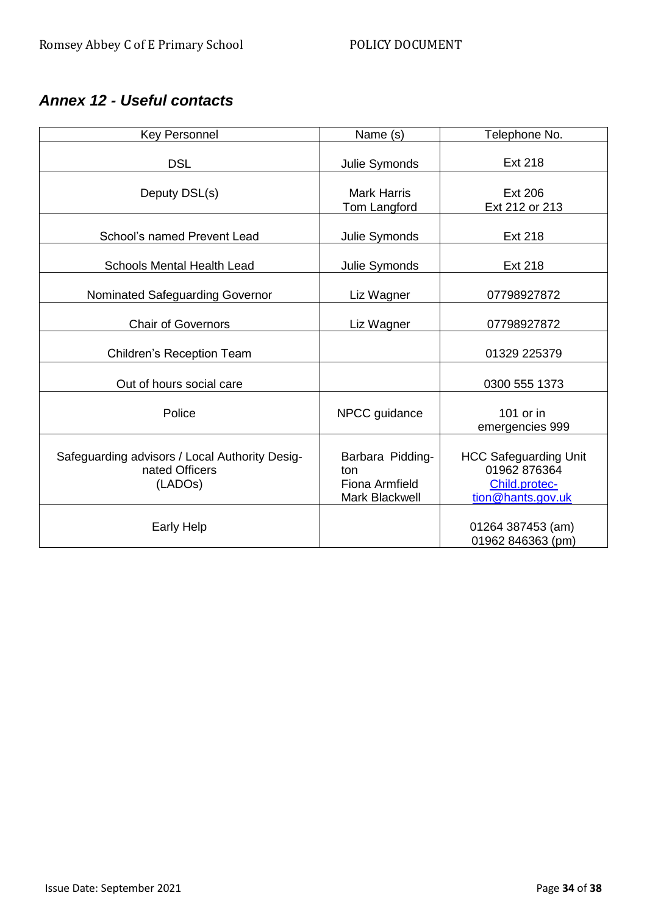## *Annex 12 - Useful contacts*

| Key Personnel | Name (s) | Telephone No. |
|---|---|---|
| DSL | Julie Symonds | Ext 218 |
| Deputy DSL(s) | Mark Harris<br>Tom Langford | Ext 206<br>Ext 212 or 213 |
| School's named Prevent Lead | Julie Symonds | Ext 218 |
| Schools Mental Health Lead | Julie Symonds | Ext 218 |
| Nominated Safeguarding Governor | Liz Wagner | 07798927872 |
| Chair of Governors | Liz Wagner | 07798927872 |
| Children's Reception Team | | 01329 225379 |
| Out of hours social care | | 0300 555 1373 |
| Police | NPCC guidance | 101 or in emergencies 999 |
| Safeguarding advisors / Local Authority Designated Officers (LADOs) | Barbara Piddington<br>Fiona Armfield<br>Mark Blackwell | HCC Safeguarding Unit<br>01962 876364<br>Child.protection@hants.gov.uk |
| Early Help | | 01264 387453 (am)<br>01962 846363 (pm) |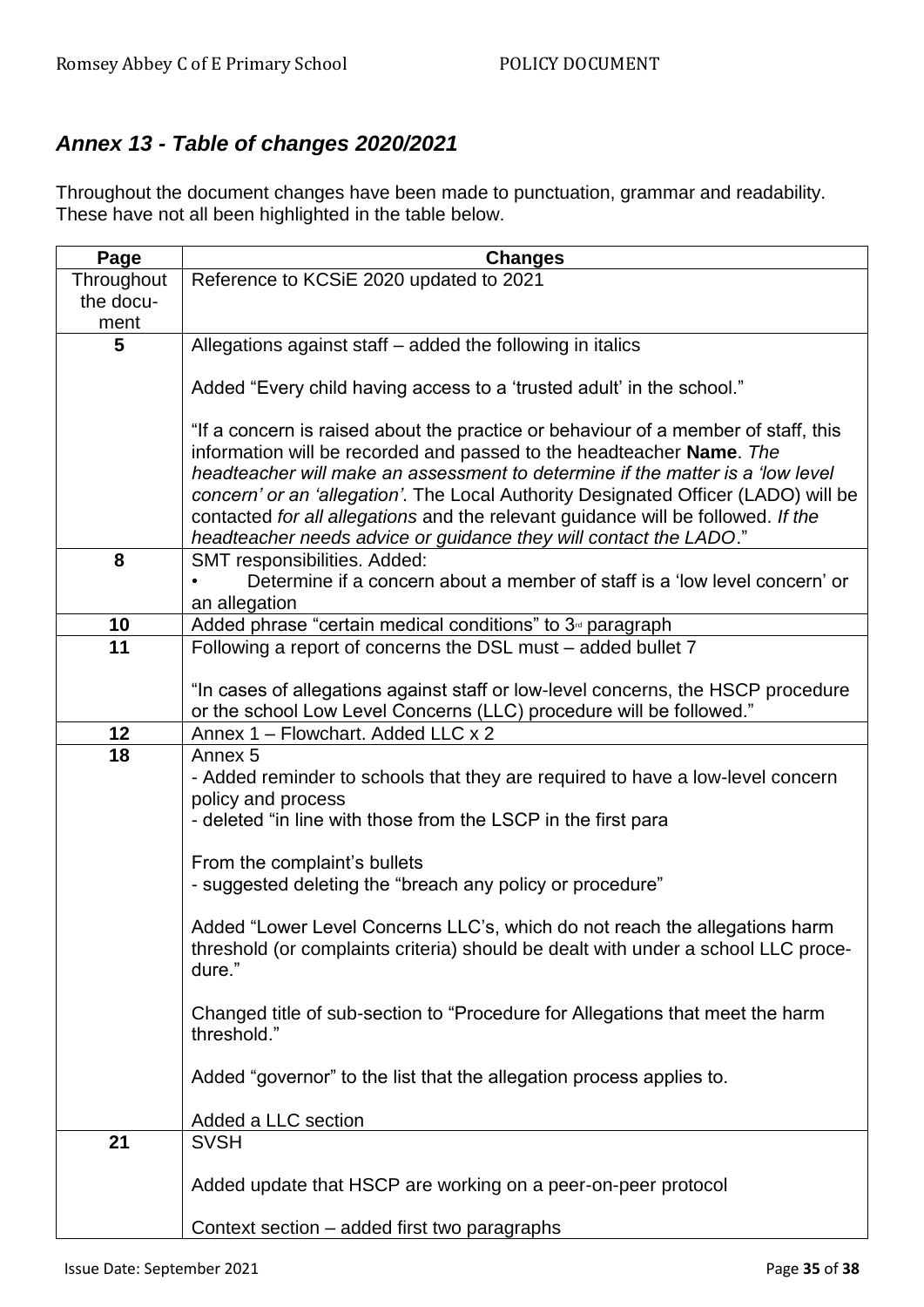## *Annex 13 - Table of changes 2020/2021*

Throughout the document changes have been made to punctuation, grammar and readability. These have not all been highlighted in the table below.

| Page | Changes |
|---|---|
| Throughout the document | Reference to KCSiE 2020 updated to 2021 |
| **5** | Allegations against staff – added the following in italics<br><br>Added "Every child having access to a 'trusted adult' in the school."<br><br>"If a concern is raised about the practice or behaviour of a member of staff, this information will be recorded and passed to the headteacher **Name**. *The headteacher will make an assessment to determine if the matter is a 'low level concern' or an 'allegation'*. The Local Authority Designated Officer (LADO) will be contacted *for all allegations* and the relevant guidance will be followed. *If the headteacher needs advice or guidance they will contact the LADO*." |
| **8** | SMT responsibilities. Added:<br>• Determine if a concern about a member of staff is a 'low level concern' or an allegation |
| **10** | Added phrase "certain medical conditions" to 3rd paragraph |
| **11** | Following a report of concerns the DSL must – added bullet 7<br><br>"In cases of allegations against staff or low-level concerns, the HSCP procedure or the school Low Level Concerns (LLC) procedure will be followed." |
| **12** | Annex 1 – Flowchart. Added LLC x 2 |
| **18** | Annex 5<br>- Added reminder to schools that they are required to have a low-level concern policy and process<br>- deleted "in line with those from the LSCP in the first para<br><br>From the complaint's bullets<br>- suggested deleting the "breach any policy or procedure"<br><br>Added "Lower Level Concerns LLC's, which do not reach the allegations harm threshold (or complaints criteria) should be dealt with under a school LLC procedure."<br><br>Changed title of sub-section to "Procedure for Allegations that meet the harm threshold."<br><br>Added "governor" to the list that the allegation process applies to.<br><br>Added a LLC section |
| **21** | SVSH<br><br>Added update that HSCP are working on a peer-on-peer protocol<br><br>Context section – added first two paragraphs |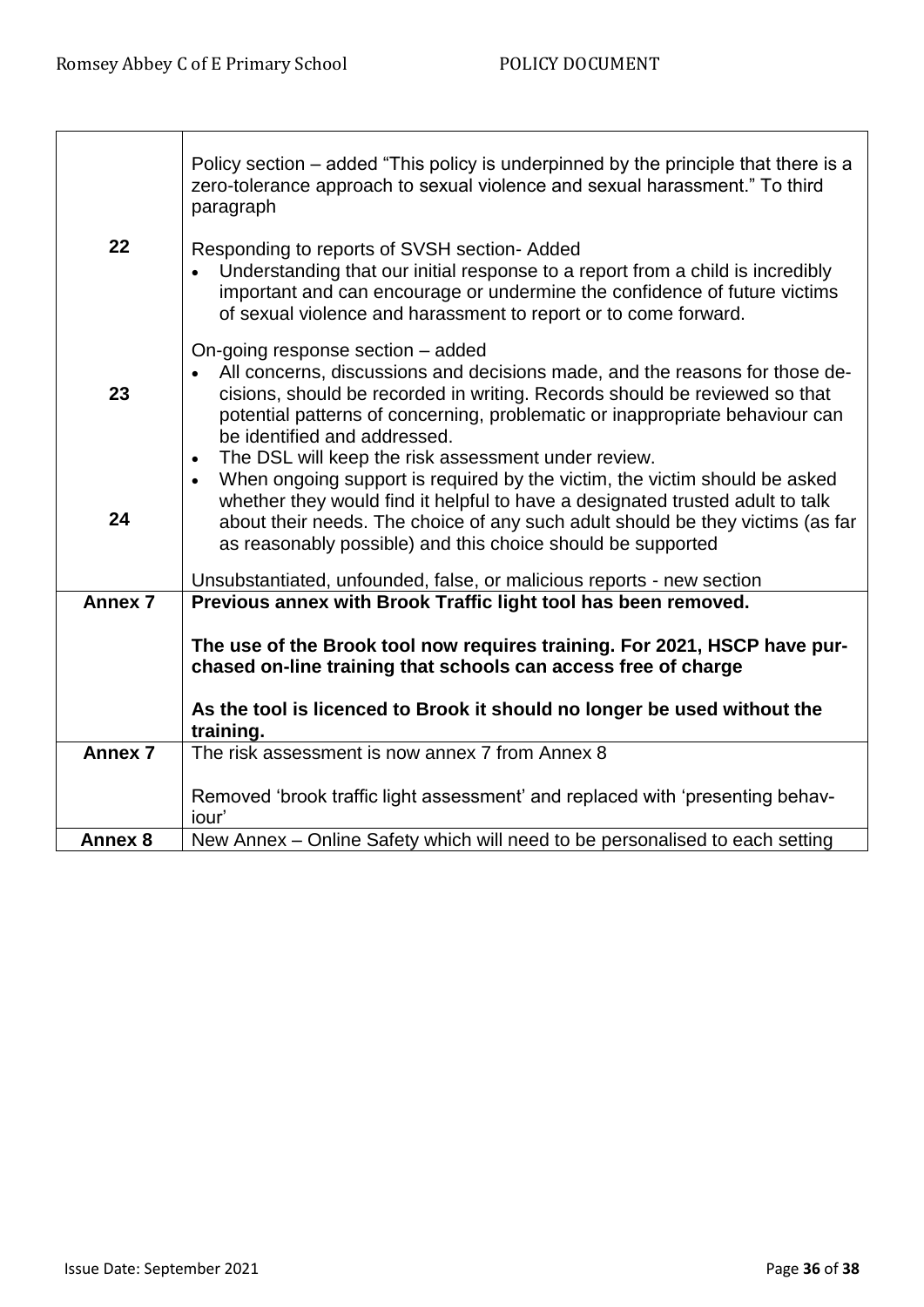| | |
|---|---|
| 22 | Policy section – added “This policy is underpinned by the principle that there is a zero-tolerance approach to sexual violence and sexual harassment.” To third paragraph<br><br>Responding to reports of SVSH section- Added<br>• Understanding that our initial response to a report from a child is incredibly important and can encourage or undermine the confidence of future victims of sexual violence and harassment to report or to come forward. |
| 23<br><br>24 | On-going response section – added<br>• All concerns, discussions and decisions made, and the reasons for those decisions, should be recorded in writing. Records should be reviewed so that potential patterns of concerning, problematic or inappropriate behaviour can be identified and addressed.<br>• The DSL will keep the risk assessment under review.<br>• When ongoing support is required by the victim, the victim should be asked whether they would find it helpful to have a designated trusted adult to talk about their needs. The choice of any such adult should be they victims (as far as reasonably possible) and this choice should be supported<br><br>Unsubstantiated, unfounded, false, or malicious reports - new section |
| **Annex 7** | **Previous annex with Brook Traffic light tool has been removed.**<br><br>**The use of the Brook tool now requires training. For 2021, HSCP have purchased on-line training that schools can access free of charge**<br><br>**As the tool is licenced to Brook it should no longer be used without the training.** |
| **Annex 7** | The risk assessment is now annex 7 from Annex 8<br><br>Removed ‘brook traffic light assessment’ and replaced with ‘presenting behaviour’ |
| **Annex 8** | New Annex – Online Safety which will need to be personalised to each setting |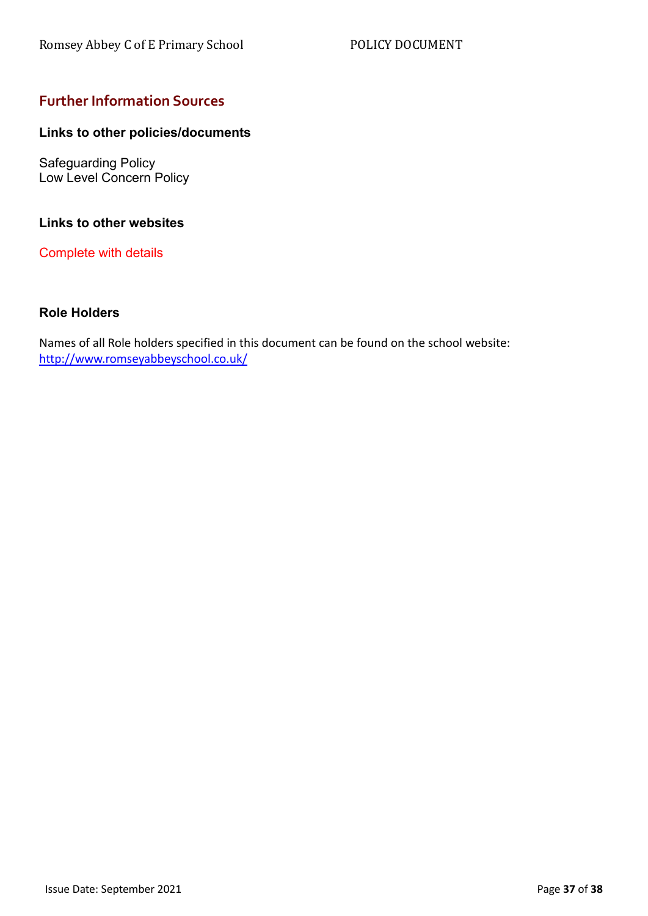## Further Information Sources

### Links to other policies/documents

Safeguarding Policy
Low Level Concern Policy

### Links to other websites

Complete with details

### Role Holders

Names of all Role holders specified in this document can be found on the school website: http://www.romseyabbeyschool.co.uk/